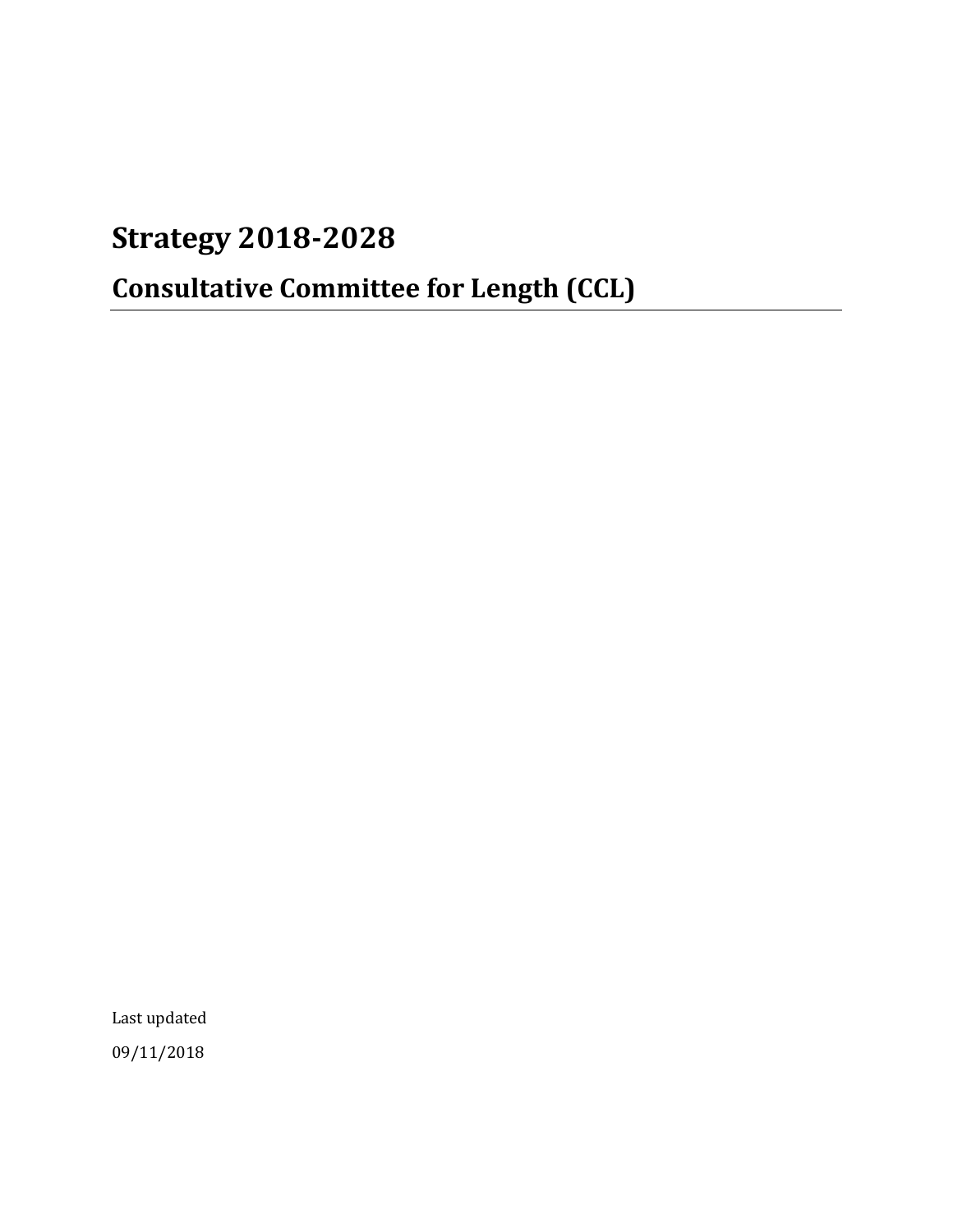# Strategy 2018-2028

## Consultative Committee for Length (CCL)

Last updated

09/11/2018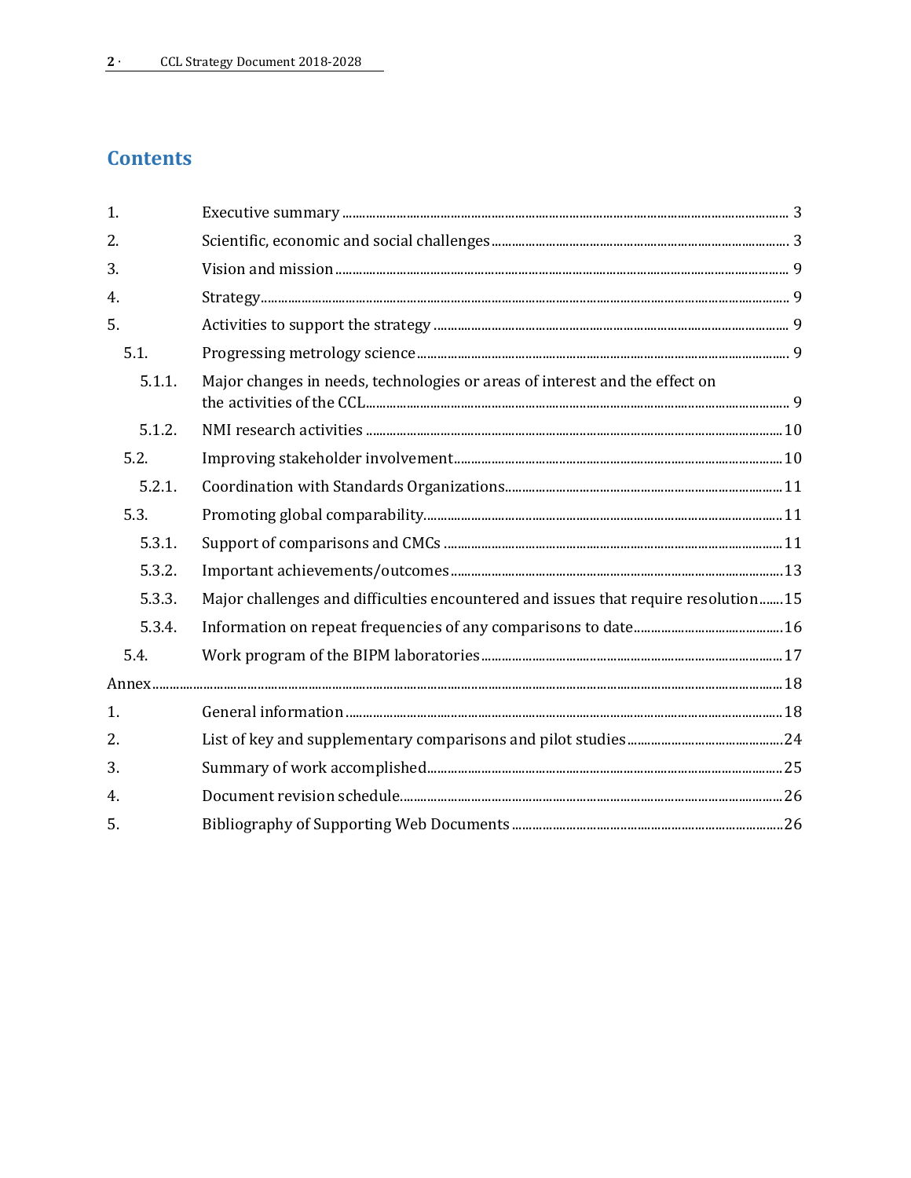# Contents

| | | |
|---|---|---|
| 1. | Executive summary | 3 |
| 2. | Scientific, economic and social challenges | 3 |
| 3. | Vision and mission | 9 |
| 4. | Strategy | 9 |
| 5. | Activities to support the strategy | 9 |
| 5.1. | Progressing metrology science | 9 |
| 5.1.1. | Major changes in needs, technologies or areas of interest and the effect on the activities of the CCL | 9 |
| 5.1.2. | NMI research activities | 10 |
| 5.2. | Improving stakeholder involvement | 10 |
| 5.2.1. | Coordination with Standards Organizations | 11 |
| 5.3. | Promoting global comparability | 11 |
| 5.3.1. | Support of comparisons and CMCs | 11 |
| 5.3.2. | Important achievements/outcomes | 13 |
| 5.3.3. | Major challenges and difficulties encountered and issues that require resolution | 15 |
| 5.3.4. | Information on repeat frequencies of any comparisons to date | 16 |
| 5.4. | Work program of the BIPM laboratories | 17 |
| Annex | | 18 |
| 1. | General information | 18 |
| 2. | List of key and supplementary comparisons and pilot studies | 24 |
| 3. | Summary of work accomplished | 25 |
| 4. | Document revision schedule | 26 |
| 5. | Bibliography of Supporting Web Documents | 26 |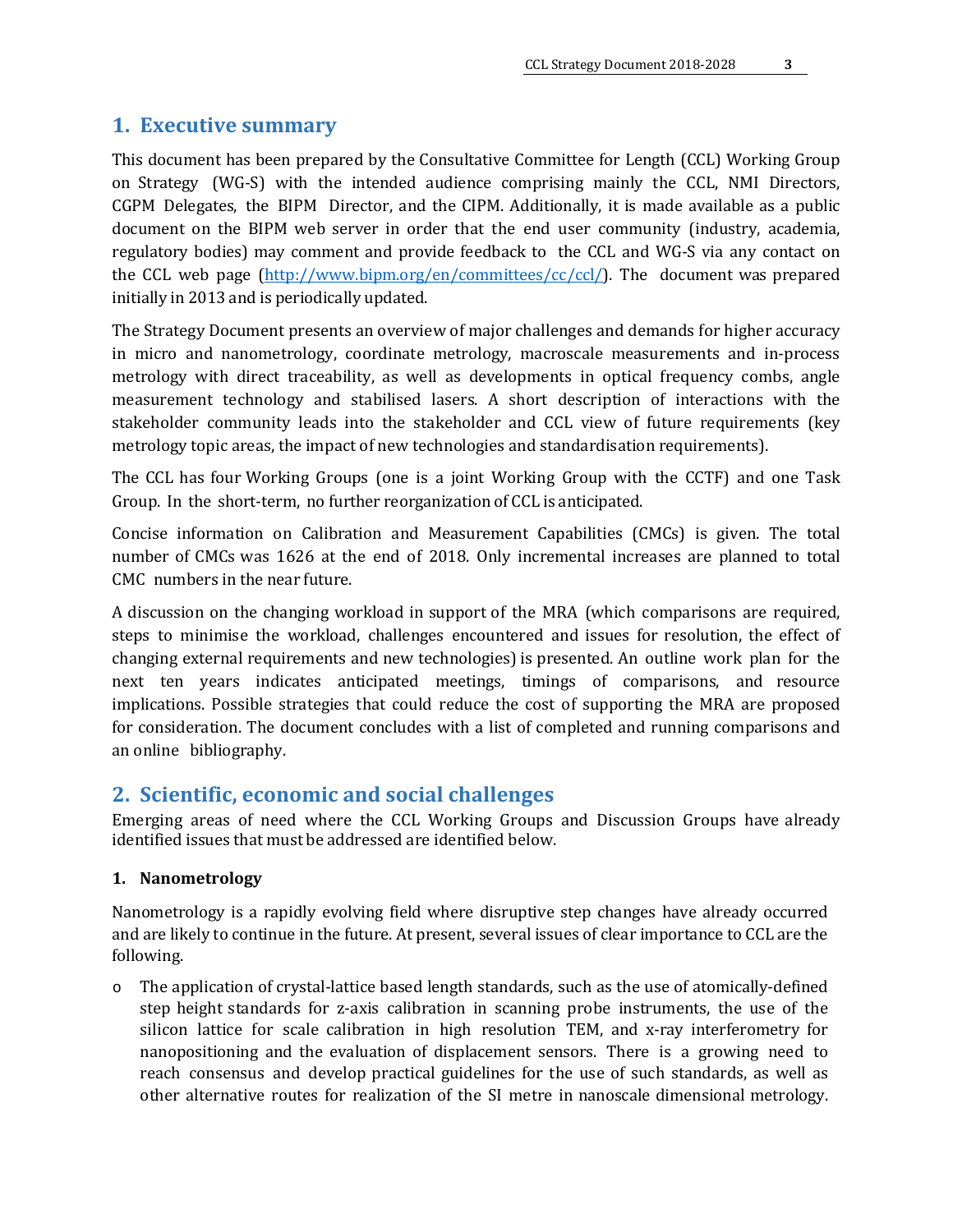# 1. Executive summary

This document has been prepared by the Consultative Committee for Length (CCL) Working Group on Strategy (WG-S) with the intended audience comprising mainly the CCL, NMI Directors, CGPM Delegates, the BIPM Director, and the CIPM. Additionally, it is made available as a public document on the BIPM web server in order that the end user community (industry, academia, regulatory bodies) may comment and provide feedback to the CCL and WG-S via any contact on the CCL web page (http://www.bipm.org/en/committees/cc/ccl/). The document was prepared initially in 2013 and is periodically updated.

The Strategy Document presents an overview of major challenges and demands for higher accuracy in micro and nanometrology, coordinate metrology, macroscale measurements and in-process metrology with direct traceability, as well as developments in optical frequency combs, angle measurement technology and stabilised lasers. A short description of interactions with the stakeholder community leads into the stakeholder and CCL view of future requirements (key metrology topic areas, the impact of new technologies and standardisation requirements).

The CCL has four Working Groups (one is a joint Working Group with the CCTF) and one Task Group. In the short-term, no further reorganization of CCL is anticipated.

Concise information on Calibration and Measurement Capabilities (CMCs) is given. The total number of CMCs was 1626 at the end of 2018. Only incremental increases are planned to total CMC numbers in the near future.

A discussion on the changing workload in support of the MRA (which comparisons are required, steps to minimise the workload, challenges encountered and issues for resolution, the effect of changing external requirements and new technologies) is presented. An outline work plan for the next ten years indicates anticipated meetings, timings of comparisons, and resource implications. Possible strategies that could reduce the cost of supporting the MRA are proposed for consideration. The document concludes with a list of completed and running comparisons and an online bibliography.

# 2. Scientific, economic and social challenges

Emerging areas of need where the CCL Working Groups and Discussion Groups have already identified issues that must be addressed are identified below.

### 1. Nanometrology

Nanometrology is a rapidly evolving field where disruptive step changes have already occurred and are likely to continue in the future. At present, several issues of clear importance to CCL are the following.

- The application of crystal-lattice based length standards, such as the use of atomically-defined step height standards for z-axis calibration in scanning probe instruments, the use of the silicon lattice for scale calibration in high resolution TEM, and x-ray interferometry for nanopositioning and the evaluation of displacement sensors. There is a growing need to reach consensus and develop practical guidelines for the use of such standards, as well as other alternative routes for realization of the SI metre in nanoscale dimensional metrology.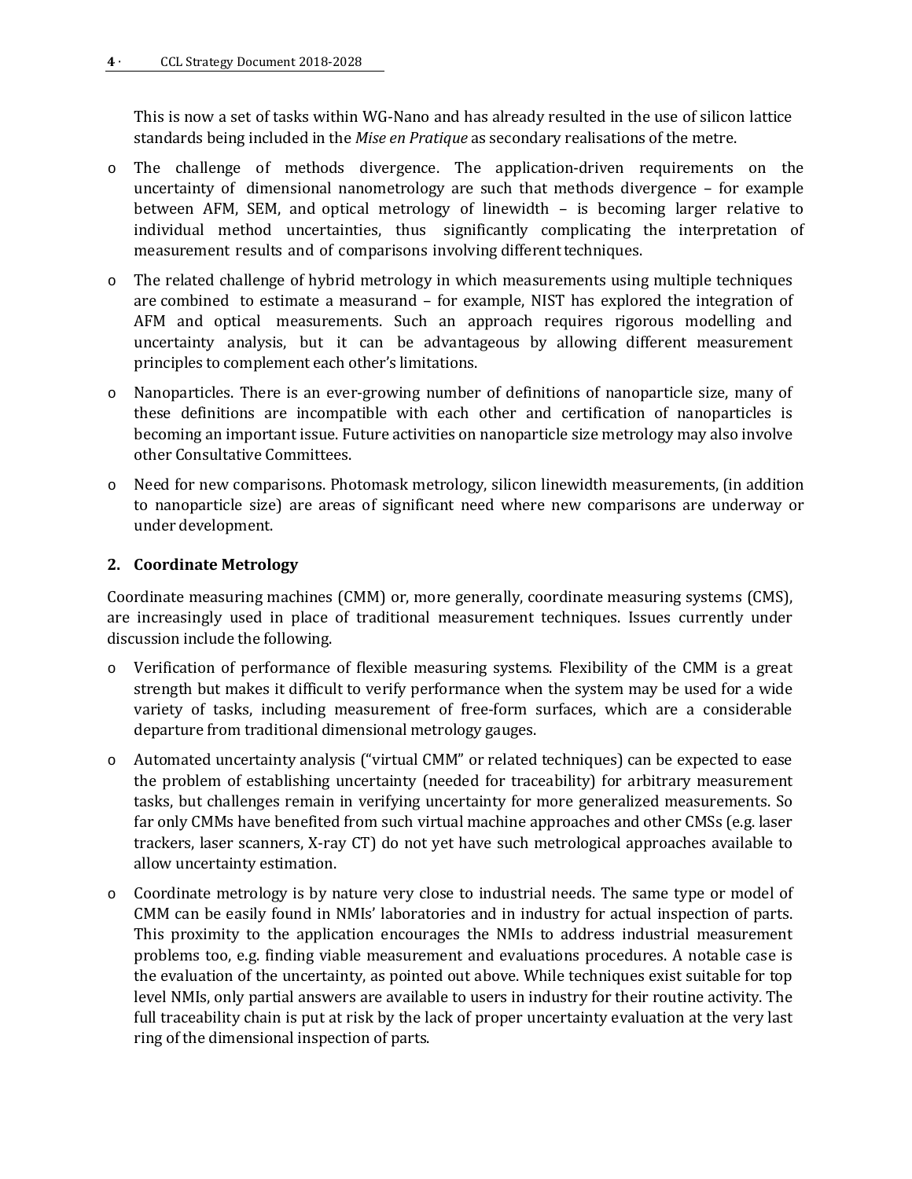This is now a set of tasks within WG-Nano and has already resulted in the use of silicon lattice standards being included in the *Mise en Pratique* as secondary realisations of the metre.

- The challenge of methods divergence. The application-driven requirements on the uncertainty of dimensional nanometrology are such that methods divergence – for example between AFM, SEM, and optical metrology of linewidth – is becoming larger relative to individual method uncertainties, thus significantly complicating the interpretation of measurement results and of comparisons involving different techniques.
- The related challenge of hybrid metrology in which measurements using multiple techniques are combined to estimate a measurand – for example, NIST has explored the integration of AFM and optical measurements. Such an approach requires rigorous modelling and uncertainty analysis, but it can be advantageous by allowing different measurement principles to complement each other's limitations.
- Nanoparticles. There is an ever-growing number of definitions of nanoparticle size, many of these definitions are incompatible with each other and certification of nanoparticles is becoming an important issue. Future activities on nanoparticle size metrology may also involve other Consultative Committees.
- Need for new comparisons. Photomask metrology, silicon linewidth measurements, (in addition to nanoparticle size) are areas of significant need where new comparisons are underway or under development.

## 2. Coordinate Metrology

Coordinate measuring machines (CMM) or, more generally, coordinate measuring systems (CMS), are increasingly used in place of traditional measurement techniques. Issues currently under discussion include the following.

- Verification of performance of flexible measuring systems. Flexibility of the CMM is a great strength but makes it difficult to verify performance when the system may be used for a wide variety of tasks, including measurement of free-form surfaces, which are a considerable departure from traditional dimensional metrology gauges.
- Automated uncertainty analysis ("virtual CMM" or related techniques) can be expected to ease the problem of establishing uncertainty (needed for traceability) for arbitrary measurement tasks, but challenges remain in verifying uncertainty for more generalized measurements. So far only CMMs have benefited from such virtual machine approaches and other CMSs (e.g. laser trackers, laser scanners, X-ray CT) do not yet have such metrological approaches available to allow uncertainty estimation.
- Coordinate metrology is by nature very close to industrial needs. The same type or model of CMM can be easily found in NMIs' laboratories and in industry for actual inspection of parts. This proximity to the application encourages the NMIs to address industrial measurement problems too, e.g. finding viable measurement and evaluations procedures. A notable case is the evaluation of the uncertainty, as pointed out above. While techniques exist suitable for top level NMIs, only partial answers are available to users in industry for their routine activity. The full traceability chain is put at risk by the lack of proper uncertainty evaluation at the very last ring of the dimensional inspection of parts.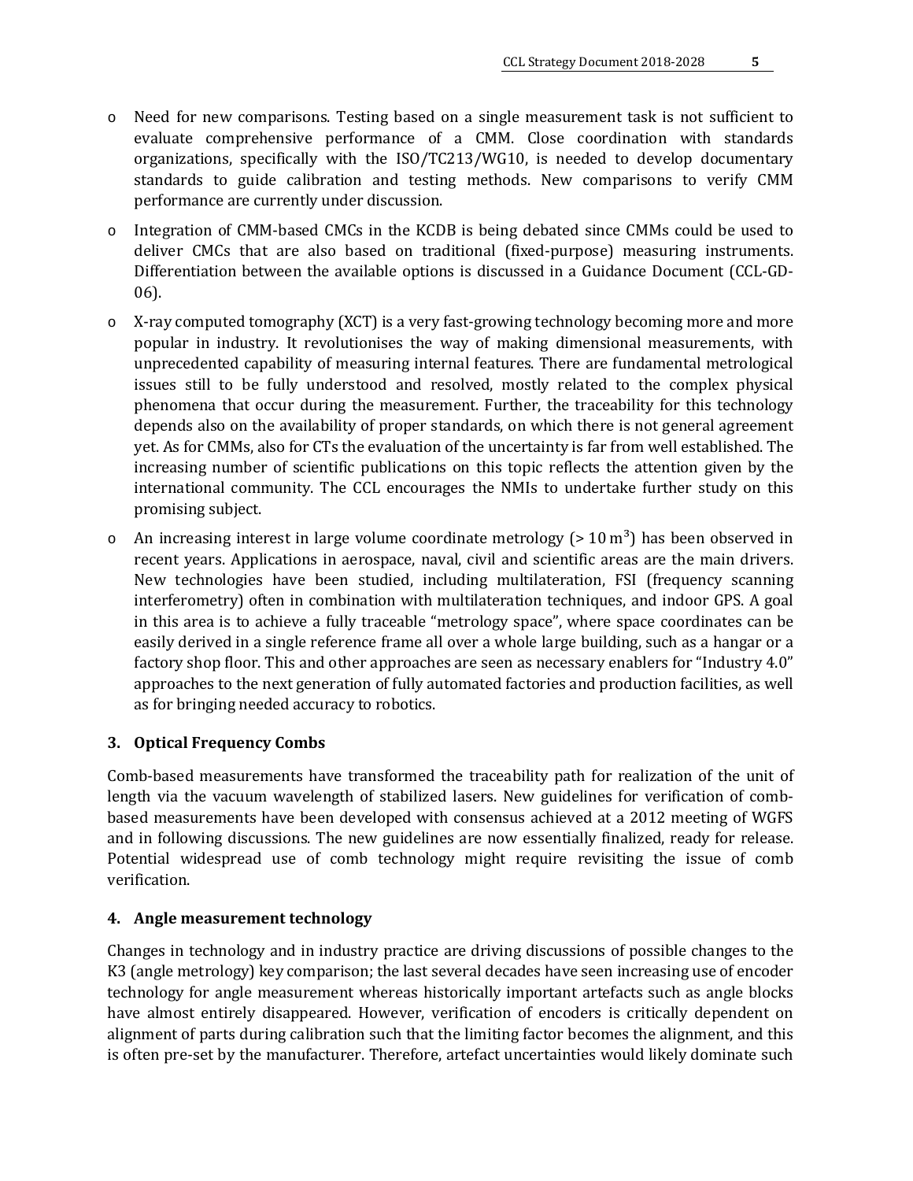- Need for new comparisons. Testing based on a single measurement task is not sufficient to evaluate comprehensive performance of a CMM. Close coordination with standards organizations, specifically with the ISO/TC213/WG10, is needed to develop documentary standards to guide calibration and testing methods. New comparisons to verify CMM performance are currently under discussion.
- Integration of CMM-based CMCs in the KCDB is being debated since CMMs could be used to deliver CMCs that are also based on traditional (fixed-purpose) measuring instruments. Differentiation between the available options is discussed in a Guidance Document (CCL-GD-06).
- X-ray computed tomography (XCT) is a very fast-growing technology becoming more and more popular in industry. It revolutionises the way of making dimensional measurements, with unprecedented capability of measuring internal features. There are fundamental metrological issues still to be fully understood and resolved, mostly related to the complex physical phenomena that occur during the measurement. Further, the traceability for this technology depends also on the availability of proper standards, on which there is not general agreement yet. As for CMMs, also for CTs the evaluation of the uncertainty is far from well established. The increasing number of scientific publications on this topic reflects the attention given by the international community. The CCL encourages the NMIs to undertake further study on this promising subject.
- An increasing interest in large volume coordinate metrology ($> 10\ \mathrm{m}^3$) has been observed in recent years. Applications in aerospace, naval, civil and scientific areas are the main drivers. New technologies have been studied, including multilateration, FSI (frequency scanning interferometry) often in combination with multilateration techniques, and indoor GPS. A goal in this area is to achieve a fully traceable "metrology space", where space coordinates can be easily derived in a single reference frame all over a whole large building, such as a hangar or a factory shop floor. This and other approaches are seen as necessary enablers for "Industry 4.0" approaches to the next generation of fully automated factories and production facilities, as well as for bringing needed accuracy to robotics.

### 3. Optical Frequency Combs

Comb-based measurements have transformed the traceability path for realization of the unit of length via the vacuum wavelength of stabilized lasers. New guidelines for verification of comb-based measurements have been developed with consensus achieved at a 2012 meeting of WGFS and in following discussions. The new guidelines are now essentially finalized, ready for release. Potential widespread use of comb technology might require revisiting the issue of comb verification.

### 4. Angle measurement technology

Changes in technology and in industry practice are driving discussions of possible changes to the K3 (angle metrology) key comparison; the last several decades have seen increasing use of encoder technology for angle measurement whereas historically important artefacts such as angle blocks have almost entirely disappeared. However, verification of encoders is critically dependent on alignment of parts during calibration such that the limiting factor becomes the alignment, and this is often pre-set by the manufacturer. Therefore, artefact uncertainties would likely dominate such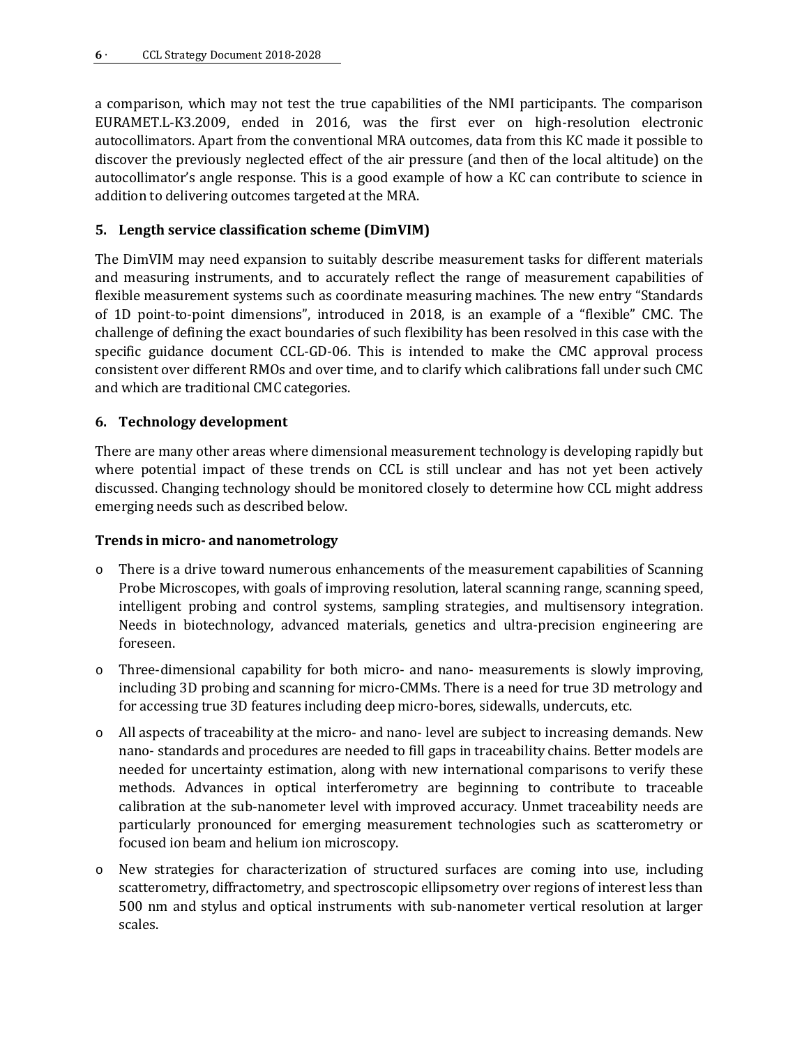a comparison, which may not test the true capabilities of the NMI participants. The comparison EURAMET.L-K3.2009, ended in 2016, was the first ever on high-resolution electronic autocollimators. Apart from the conventional MRA outcomes, data from this KC made it possible to discover the previously neglected effect of the air pressure (and then of the local altitude) on the autocollimator's angle response. This is a good example of how a KC can contribute to science in addition to delivering outcomes targeted at the MRA.

### 5. Length service classification scheme (DimVIM)

The DimVIM may need expansion to suitably describe measurement tasks for different materials and measuring instruments, and to accurately reflect the range of measurement capabilities of flexible measurement systems such as coordinate measuring machines. The new entry "Standards of 1D point-to-point dimensions", introduced in 2018, is an example of a "flexible" CMC. The challenge of defining the exact boundaries of such flexibility has been resolved in this case with the specific guidance document CCL-GD-06. This is intended to make the CMC approval process consistent over different RMOs and over time, and to clarify which calibrations fall under such CMC and which are traditional CMC categories.

### 6. Technology development

There are many other areas where dimensional measurement technology is developing rapidly but where potential impact of these trends on CCL is still unclear and has not yet been actively discussed. Changing technology should be monitored closely to determine how CCL might address emerging needs such as described below.

#### Trends in micro- and nanometrology

- There is a drive toward numerous enhancements of the measurement capabilities of Scanning Probe Microscopes, with goals of improving resolution, lateral scanning range, scanning speed, intelligent probing and control systems, sampling strategies, and multisensory integration. Needs in biotechnology, advanced materials, genetics and ultra-precision engineering are foreseen.
- Three-dimensional capability for both micro- and nano- measurements is slowly improving, including 3D probing and scanning for micro-CMMs. There is a need for true 3D metrology and for accessing true 3D features including deep micro-bores, sidewalls, undercuts, etc.
- All aspects of traceability at the micro- and nano- level are subject to increasing demands. New nano- standards and procedures are needed to fill gaps in traceability chains. Better models are needed for uncertainty estimation, along with new international comparisons to verify these methods. Advances in optical interferometry are beginning to contribute to traceable calibration at the sub-nanometer level with improved accuracy. Unmet traceability needs are particularly pronounced for emerging measurement technologies such as scatterometry or focused ion beam and helium ion microscopy.
- New strategies for characterization of structured surfaces are coming into use, including scatterometry, diffractometry, and spectroscopic ellipsometry over regions of interest less than 500 nm and stylus and optical instruments with sub-nanometer vertical resolution at larger scales.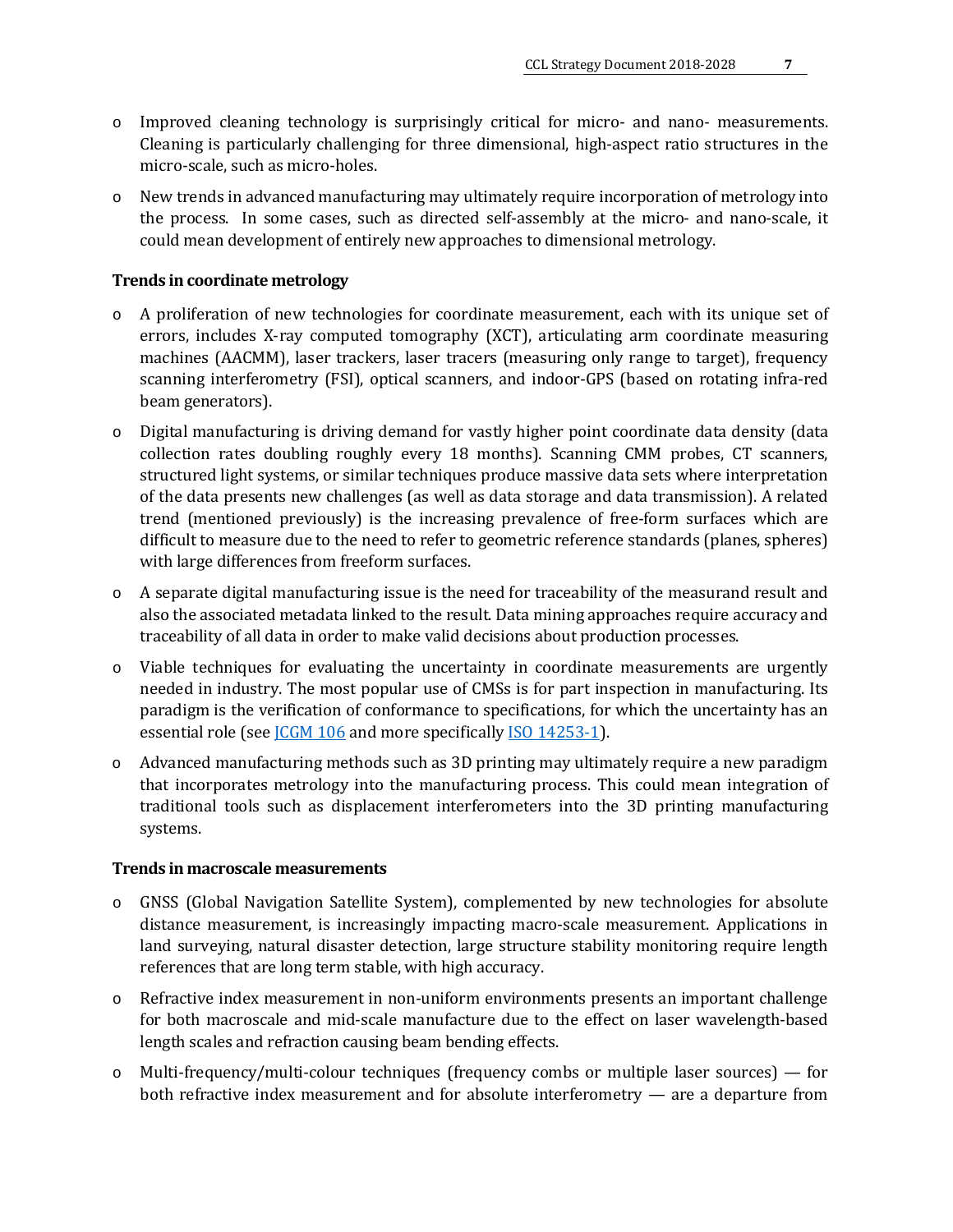- Improved cleaning technology is surprisingly critical for micro- and nano- measurements. Cleaning is particularly challenging for three dimensional, high-aspect ratio structures in the micro-scale, such as micro-holes.
- New trends in advanced manufacturing may ultimately require incorporation of metrology into the process. In some cases, such as directed self-assembly at the micro- and nano-scale, it could mean development of entirely new approaches to dimensional metrology.

**Trends in coordinate metrology**

- A proliferation of new technologies for coordinate measurement, each with its unique set of errors, includes X-ray computed tomography (XCT), articulating arm coordinate measuring machines (AACMM), laser trackers, laser tracers (measuring only range to target), frequency scanning interferometry (FSI), optical scanners, and indoor-GPS (based on rotating infra-red beam generators).
- Digital manufacturing is driving demand for vastly higher point coordinate data density (data collection rates doubling roughly every 18 months). Scanning CMM probes, CT scanners, structured light systems, or similar techniques produce massive data sets where interpretation of the data presents new challenges (as well as data storage and data transmission). A related trend (mentioned previously) is the increasing prevalence of free-form surfaces which are difficult to measure due to the need to refer to geometric reference standards (planes, spheres) with large differences from freeform surfaces.
- A separate digital manufacturing issue is the need for traceability of the measurand result and also the associated metadata linked to the result. Data mining approaches require accuracy and traceability of all data in order to make valid decisions about production processes.
- Viable techniques for evaluating the uncertainty in coordinate measurements are urgently needed in industry. The most popular use of CMSs is for part inspection in manufacturing. Its paradigm is the verification of conformance to specifications, for which the uncertainty has an essential role (see JCGM 106 and more specifically ISO 14253-1).
- Advanced manufacturing methods such as 3D printing may ultimately require a new paradigm that incorporates metrology into the manufacturing process. This could mean integration of traditional tools such as displacement interferometers into the 3D printing manufacturing systems.

**Trends in macroscale measurements**

- GNSS (Global Navigation Satellite System), complemented by new technologies for absolute distance measurement, is increasingly impacting macro-scale measurement. Applications in land surveying, natural disaster detection, large structure stability monitoring require length references that are long term stable, with high accuracy.
- Refractive index measurement in non-uniform environments presents an important challenge for both macroscale and mid-scale manufacture due to the effect on laser wavelength-based length scales and refraction causing beam bending effects.
- Multi-frequency/multi-colour techniques (frequency combs or multiple laser sources) — for both refractive index measurement and for absolute interferometry — are a departure from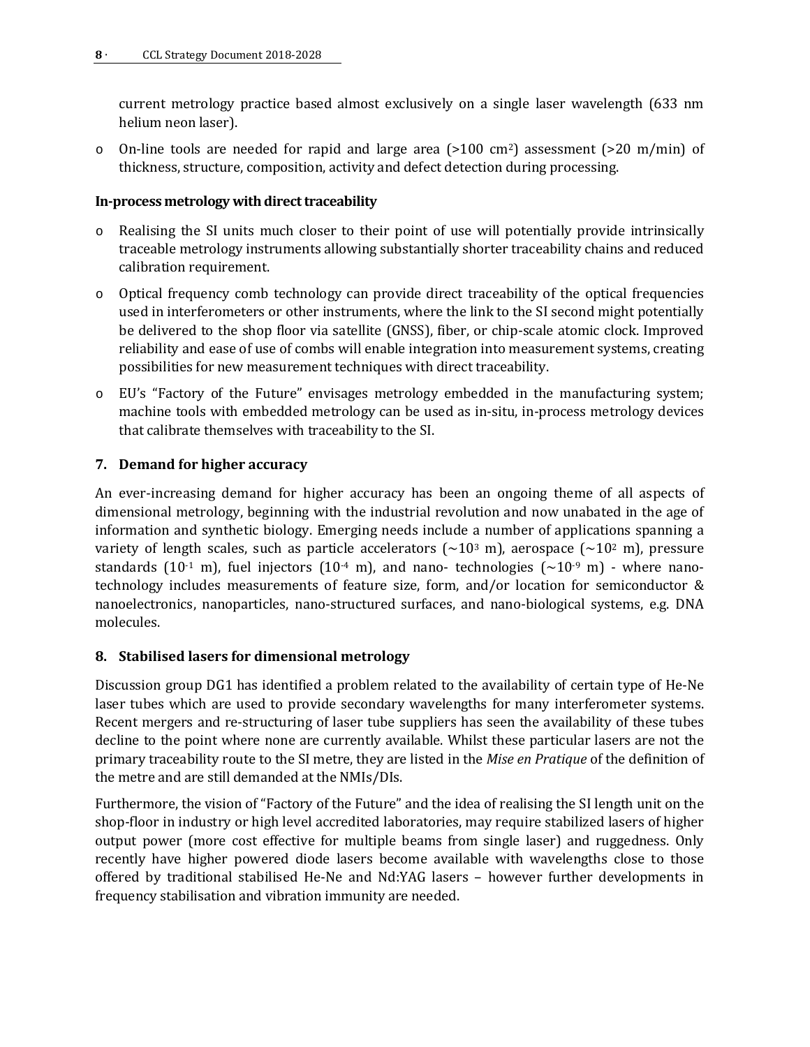current metrology practice based almost exclusively on a single laser wavelength (633 nm helium neon laser).

- On-line tools are needed for rapid and large area (>100 cm$^2$) assessment (>20 m/min) of thickness, structure, composition, activity and defect detection during processing.

**In-process metrology with direct traceability**

- Realising the SI units much closer to their point of use will potentially provide intrinsically traceable metrology instruments allowing substantially shorter traceability chains and reduced calibration requirement.
- Optical frequency comb technology can provide direct traceability of the optical frequencies used in interferometers or other instruments, where the link to the SI second might potentially be delivered to the shop floor via satellite (GNSS), fiber, or chip-scale atomic clock. Improved reliability and ease of use of combs will enable integration into measurement systems, creating possibilities for new measurement techniques with direct traceability.
- EU's "Factory of the Future" envisages metrology embedded in the manufacturing system; machine tools with embedded metrology can be used as in-situ, in-process metrology devices that calibrate themselves with traceability to the SI.

## 7. Demand for higher accuracy

An ever-increasing demand for higher accuracy has been an ongoing theme of all aspects of dimensional metrology, beginning with the industrial revolution and now unabated in the age of information and synthetic biology. Emerging needs include a number of applications spanning a variety of length scales, such as particle accelerators (~$10^3$ m), aerospace (~$10^2$ m), pressure standards ($10^{-1}$ m), fuel injectors ($10^{-4}$ m), and nano- technologies (~$10^{-9}$ m) - where nano-technology includes measurements of feature size, form, and/or location for semiconductor & nanoelectronics, nanoparticles, nano-structured surfaces, and nano-biological systems, e.g. DNA molecules.

## 8. Stabilised lasers for dimensional metrology

Discussion group DG1 has identified a problem related to the availability of certain type of He-Ne laser tubes which are used to provide secondary wavelengths for many interferometer systems. Recent mergers and re-structuring of laser tube suppliers has seen the availability of these tubes decline to the point where none are currently available. Whilst these particular lasers are not the primary traceability route to the SI metre, they are listed in the *Mise en Pratique* of the definition of the metre and are still demanded at the NMIs/DIs.

Furthermore, the vision of "Factory of the Future" and the idea of realising the SI length unit on the shop-floor in industry or high level accredited laboratories, may require stabilized lasers of higher output power (more cost effective for multiple beams from single laser) and ruggedness. Only recently have higher powered diode lasers become available with wavelengths close to those offered by traditional stabilised He-Ne and Nd:YAG lasers – however further developments in frequency stabilisation and vibration immunity are needed.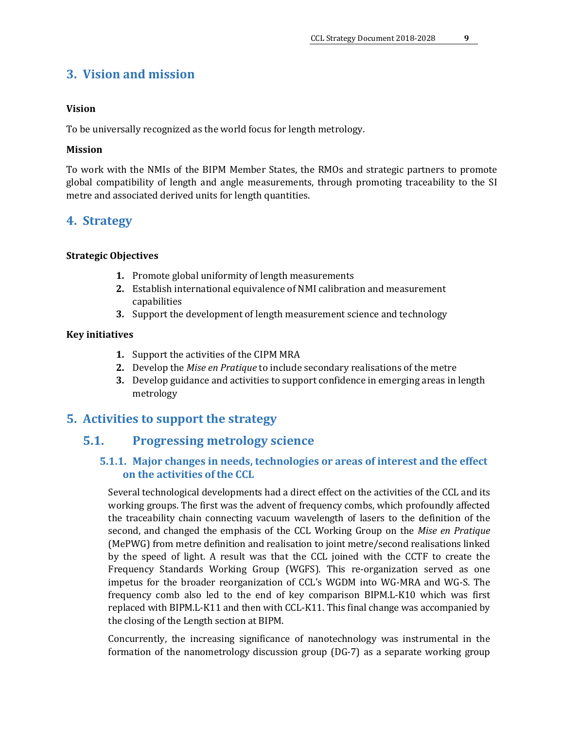# 3. Vision and mission

**Vision**

To be universally recognized as the world focus for length metrology.

**Mission**

To work with the NMIs of the BIPM Member States, the RMOs and strategic partners to promote global compatibility of length and angle measurements, through promoting traceability to the SI metre and associated derived units for length quantities.

# 4. Strategy

**Strategic Objectives**

1. Promote global uniformity of length measurements
2. Establish international equivalence of NMI calibration and measurement capabilities
3. Support the development of length measurement science and technology

**Key initiatives**

1. Support the activities of the CIPM MRA
2. Develop the *Mise en Pratique* to include secondary realisations of the metre
3. Develop guidance and activities to support confidence in emerging areas in length metrology

# 5. Activities to support the strategy

## 5.1. Progressing metrology science

### 5.1.1. Major changes in needs, technologies or areas of interest and the effect on the activities of the CCL

Several technological developments had a direct effect on the activities of the CCL and its working groups. The first was the advent of frequency combs, which profoundly affected the traceability chain connecting vacuum wavelength of lasers to the definition of the second, and changed the emphasis of the CCL Working Group on the *Mise en Pratique* (MePWG) from metre definition and realisation to joint metre/second realisations linked by the speed of light. A result was that the CCL joined with the CCTF to create the Frequency Standards Working Group (WGFS). This re-organization served as one impetus for the broader reorganization of CCL's WGDM into WG-MRA and WG-S. The frequency comb also led to the end of key comparison BIPM.L-K10 which was first replaced with BIPM.L-K11 and then with CCL-K11. This final change was accompanied by the closing of the Length section at BIPM.

Concurrently, the increasing significance of nanotechnology was instrumental in the formation of the nanometrology discussion group (DG-7) as a separate working group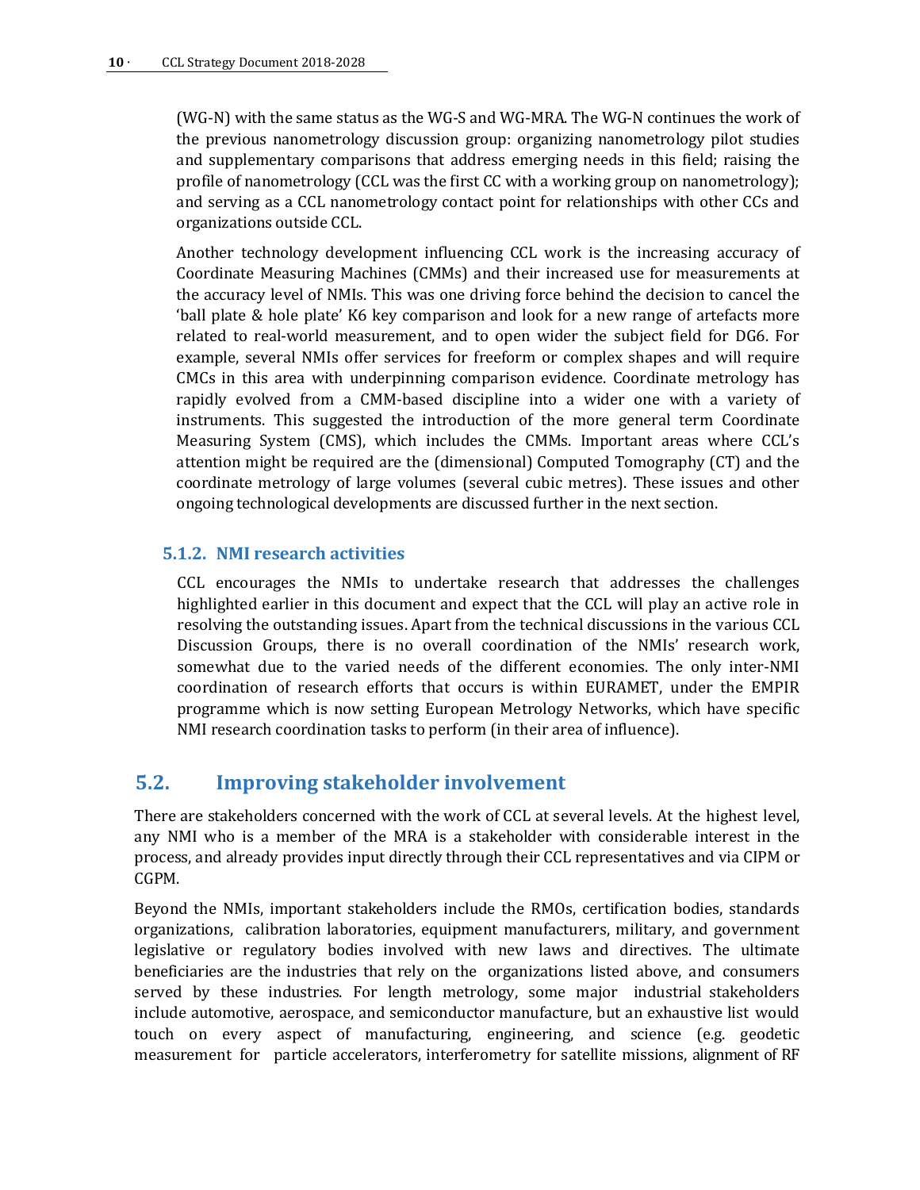(WG-N) with the same status as the WG-S and WG-MRA. The WG-N continues the work of the previous nanometrology discussion group: organizing nanometrology pilot studies and supplementary comparisons that address emerging needs in this field; raising the profile of nanometrology (CCL was the first CC with a working group on nanometrology); and serving as a CCL nanometrology contact point for relationships with other CCs and organizations outside CCL.

Another technology development influencing CCL work is the increasing accuracy of Coordinate Measuring Machines (CMMs) and their increased use for measurements at the accuracy level of NMIs. This was one driving force behind the decision to cancel the 'ball plate & hole plate' K6 key comparison and look for a new range of artefacts more related to real-world measurement, and to open wider the subject field for DG6. For example, several NMIs offer services for freeform or complex shapes and will require CMCs in this area with underpinning comparison evidence. Coordinate metrology has rapidly evolved from a CMM-based discipline into a wider one with a variety of instruments. This suggested the introduction of the more general term Coordinate Measuring System (CMS), which includes the CMMs. Important areas where CCL's attention might be required are the (dimensional) Computed Tomography (CT) and the coordinate metrology of large volumes (several cubic metres). These issues and other ongoing technological developments are discussed further in the next section.

### 5.1.2. NMI research activities

CCL encourages the NMIs to undertake research that addresses the challenges highlighted earlier in this document and expect that the CCL will play an active role in resolving the outstanding issues. Apart from the technical discussions in the various CCL Discussion Groups, there is no overall coordination of the NMIs' research work, somewhat due to the varied needs of the different economies. The only inter-NMI coordination of research efforts that occurs is within EURAMET, under the EMPIR programme which is now setting European Metrology Networks, which have specific NMI research coordination tasks to perform (in their area of influence).

## 5.2. Improving stakeholder involvement

There are stakeholders concerned with the work of CCL at several levels. At the highest level, any NMI who is a member of the MRA is a stakeholder with considerable interest in the process, and already provides input directly through their CCL representatives and via CIPM or CGPM.

Beyond the NMIs, important stakeholders include the RMOs, certification bodies, standards organizations, calibration laboratories, equipment manufacturers, military, and government legislative or regulatory bodies involved with new laws and directives. The ultimate beneficiaries are the industries that rely on the organizations listed above, and consumers served by these industries. For length metrology, some major industrial stakeholders include automotive, aerospace, and semiconductor manufacture, but an exhaustive list would touch on every aspect of manufacturing, engineering, and science (e.g. geodetic measurement for particle accelerators, interferometry for satellite missions, alignment of RF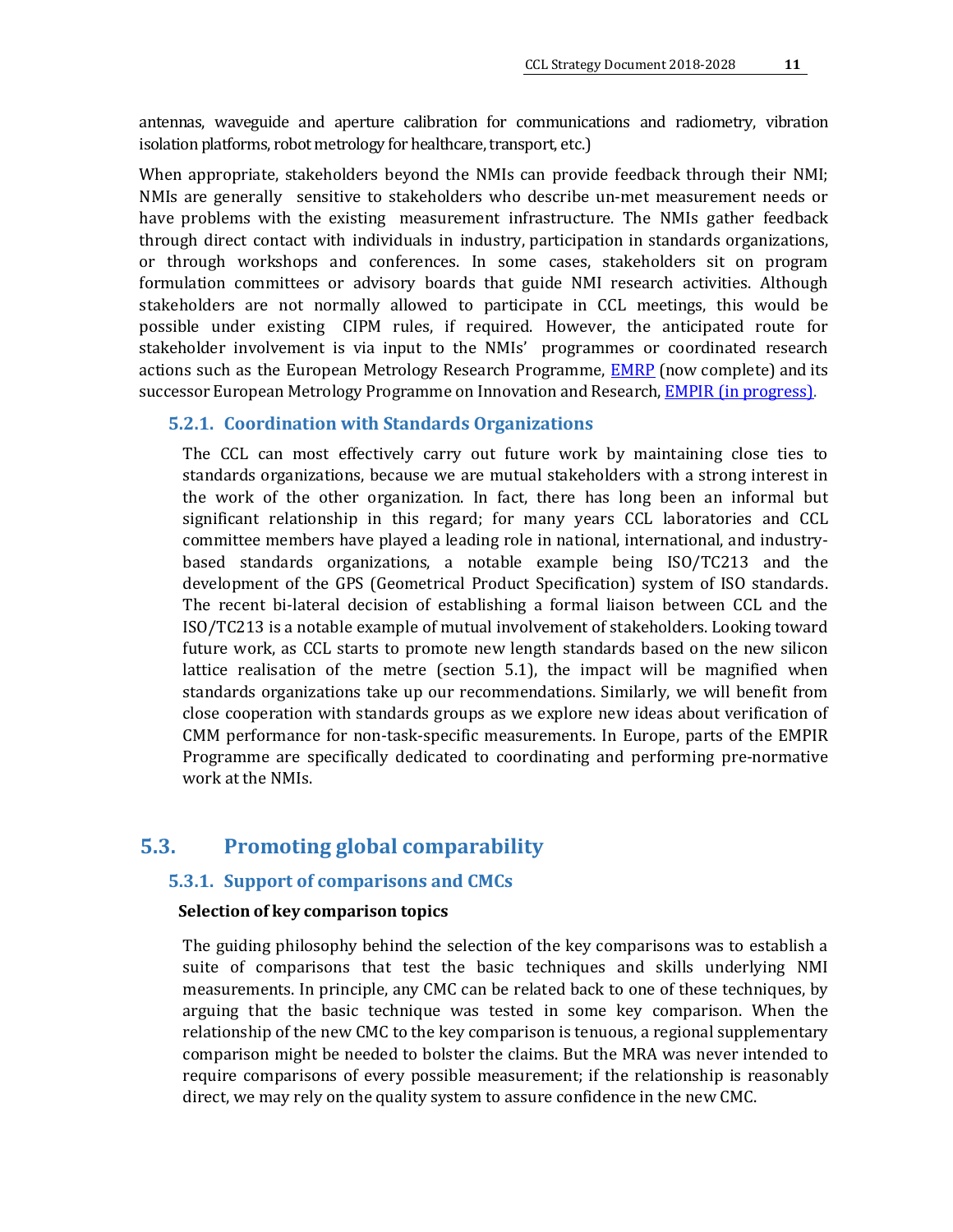antennas, waveguide and aperture calibration for communications and radiometry, vibration isolation platforms, robot metrology for healthcare, transport, etc.)

When appropriate, stakeholders beyond the NMIs can provide feedback through their NMI; NMIs are generally sensitive to stakeholders who describe un-met measurement needs or have problems with the existing measurement infrastructure. The NMIs gather feedback through direct contact with individuals in industry, participation in standards organizations, or through workshops and conferences. In some cases, stakeholders sit on program formulation committees or advisory boards that guide NMI research activities. Although stakeholders are not normally allowed to participate in CCL meetings, this would be possible under existing CIPM rules, if required. However, the anticipated route for stakeholder involvement is via input to the NMIs' programmes or coordinated research actions such as the European Metrology Research Programme, EMRP (now complete) and its successor European Metrology Programme on Innovation and Research, EMPIR (in progress).

### 5.2.1. Coordination with Standards Organizations

The CCL can most effectively carry out future work by maintaining close ties to standards organizations, because we are mutual stakeholders with a strong interest in the work of the other organization. In fact, there has long been an informal but significant relationship in this regard; for many years CCL laboratories and CCL committee members have played a leading role in national, international, and industry-based standards organizations, a notable example being ISO/TC213 and the development of the GPS (Geometrical Product Specification) system of ISO standards. The recent bi-lateral decision of establishing a formal liaison between CCL and the ISO/TC213 is a notable example of mutual involvement of stakeholders. Looking toward future work, as CCL starts to promote new length standards based on the new silicon lattice realisation of the metre (section 5.1), the impact will be magnified when standards organizations take up our recommendations. Similarly, we will benefit from close cooperation with standards groups as we explore new ideas about verification of CMM performance for non-task-specific measurements. In Europe, parts of the EMPIR Programme are specifically dedicated to coordinating and performing pre-normative work at the NMIs.

## 5.3. Promoting global comparability

### 5.3.1. Support of comparisons and CMCs

**Selection of key comparison topics**

The guiding philosophy behind the selection of the key comparisons was to establish a suite of comparisons that test the basic techniques and skills underlying NMI measurements. In principle, any CMC can be related back to one of these techniques, by arguing that the basic technique was tested in some key comparison. When the relationship of the new CMC to the key comparison is tenuous, a regional supplementary comparison might be needed to bolster the claims. But the MRA was never intended to require comparisons of every possible measurement; if the relationship is reasonably direct, we may rely on the quality system to assure confidence in the new CMC.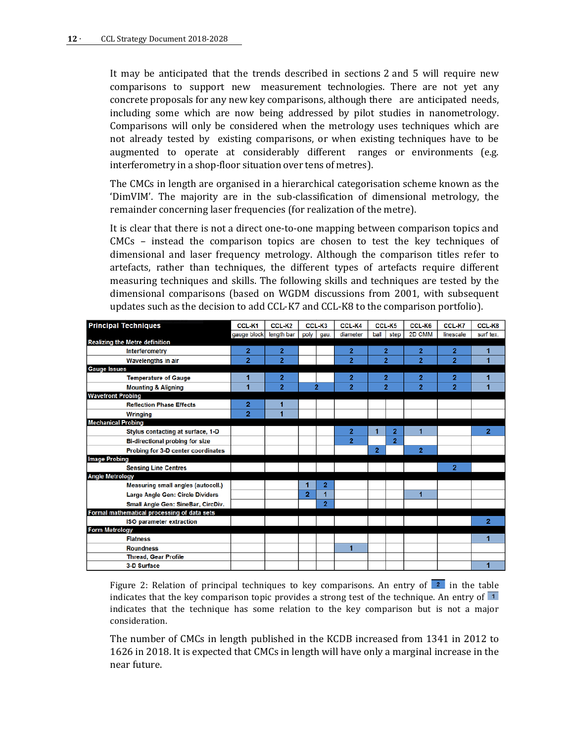It may be anticipated that the trends described in sections 2 and 5 will require new comparisons to support new measurement technologies. There are not yet any concrete proposals for any new key comparisons, although there are anticipated needs, including some which are now being addressed by pilot studies in nanometrology. Comparisons will only be considered when the metrology uses techniques which are not already tested by existing comparisons, or when existing techniques have to be augmented to operate at considerably different ranges or environments (e.g. interferometry in a shop-floor situation over tens of metres).

The CMCs in length are organised in a hierarchical categorisation scheme known as the 'DimVIM'. The majority are in the sub-classification of dimensional metrology, the remainder concerning laser frequencies (for realization of the metre).

It is clear that there is not a direct one-to-one mapping between comparison topics and CMCs – instead the comparison topics are chosen to test the key techniques of dimensional and laser frequency metrology. Although the comparison titles refer to artefacts, rather than techniques, the different types of artefacts require different measuring techniques and skills. The following skills and techniques are tested by the dimensional comparisons (based on WGDM discussions from 2001, with subsequent updates such as the decision to add CCL-K7 and CCL-K8 to the comparison portfolio).

| Principal Techniques | CCL-K1 | CCL-K2 | CCL-K3 | | CCL-K4 | CCL-K5 | | CCL-K6 | CCL-K7 | CCL-K8 |
|---|---|---|---|---|---|---|---|---|---|---|
| | gauge block | length bar | poly | gau. | diameter | ball | step | 2D CMM | linescale | surf tex. |
| **Realizing the Metre definition** | | | | | | | | | | |
| Interferometry | 2 | 2 | | | 2 | 2 | | 2 | 2 | 1 |
| Wavelengths in air | 2 | 2 | | | 2 | 2 | | 2 | 2 | 1 |
| **Gauge Issues** | | | | | | | | | | |
| Temperature of Gauge | 1 | 2 | | | 2 | 2 | | 2 | 2 | 1 |
| Mounting & Aligning | 1 | 2 | 2 | | 2 | 2 | | 2 | 2 | 1 |
| **Wavefront Probing** | | | | | | | | | | |
| Reflection Phase Effects | 2 | 1 | | | | | | | | |
| Wringing | 2 | 1 | | | | | | | | |
| **Mechanical Probing** | | | | | | | | | | |
| Stylus contacting at surface, 1-D | | | | | 2 | 1 | 2 | 1 | | 2 |
| Bi-directional probing for size | | | | | 2 | | 2 | | | |
| Probing for 3-D center coordinates | | | | | | 2 | | 2 | | |
| **Image Probing** | | | | | | | | | | |
| Sensing Line Centres | | | | | | | | | 2 | |
| **Angle Metrology** | | | | | | | | | | |
| Measuring small angles (autocoll.) | | | 1 | 2 | | | | | | |
| Large Angle Gen: Circle Dividers | | | 2 | 1 | | | | 1 | | |
| Small Angle Gen: SineBar, CircDiv. | | | | 2 | | | | | | |
| **Formal mathematical processing of data sets** | | | | | | | | | | |
| ISO parameter extraction | | | | | | | | | | 2 |
| **Form Metrology** | | | | | | | | | | |
| Flatness | | | | | | | | | | 1 |
| Roundness | | | | | 1 | | | | | |
| Thread, Gear Profile | | | | | | | | | | |
| 3-D Surface | | | | | | | | | | 1 |

Figure 2: Relation of principal techniques to key comparisons. An entry of 2 in the table indicates that the key comparison topic provides a strong test of the technique. An entry of 1 indicates that the technique has some relation to the key comparison but is not a major consideration.

The number of CMCs in length published in the KCDB increased from 1341 in 2012 to 1626 in 2018. It is expected that CMCs in length will have only a marginal increase in the near future.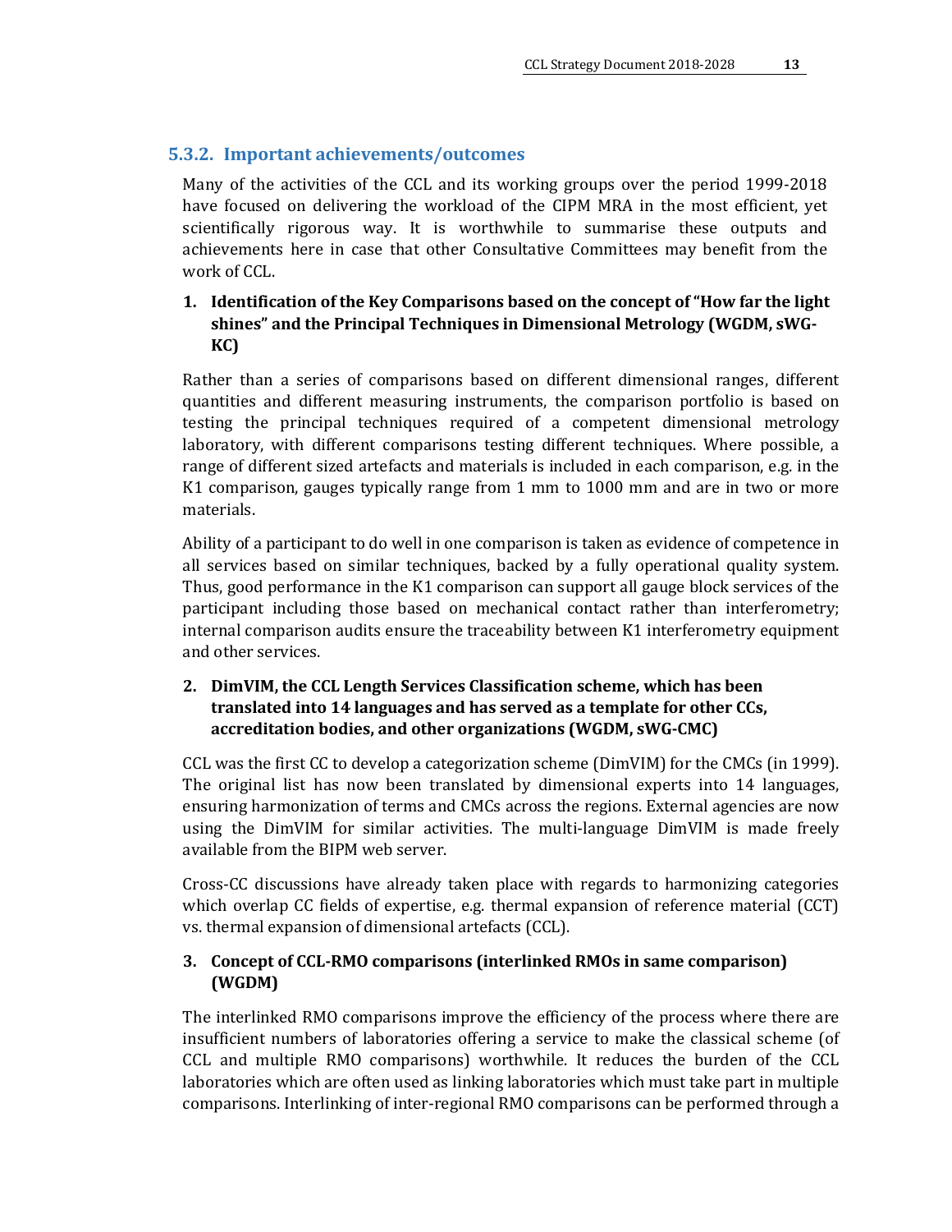### 5.3.2. Important achievements/outcomes

Many of the activities of the CCL and its working groups over the period 1999-2018 have focused on delivering the workload of the CIPM MRA in the most efficient, yet scientifically rigorous way. It is worthwhile to summarise these outputs and achievements here in case that other Consultative Committees may benefit from the work of CCL.

**1. Identification of the Key Comparisons based on the concept of "How far the light shines" and the Principal Techniques in Dimensional Metrology (WGDM, sWG-KC)**

Rather than a series of comparisons based on different dimensional ranges, different quantities and different measuring instruments, the comparison portfolio is based on testing the principal techniques required of a competent dimensional metrology laboratory, with different comparisons testing different techniques. Where possible, a range of different sized artefacts and materials is included in each comparison, e.g. in the K1 comparison, gauges typically range from 1 mm to 1000 mm and are in two or more materials.

Ability of a participant to do well in one comparison is taken as evidence of competence in all services based on similar techniques, backed by a fully operational quality system. Thus, good performance in the K1 comparison can support all gauge block services of the participant including those based on mechanical contact rather than interferometry; internal comparison audits ensure the traceability between K1 interferometry equipment and other services.

**2. DimVIM, the CCL Length Services Classification scheme, which has been translated into 14 languages and has served as a template for other CCs, accreditation bodies, and other organizations (WGDM, sWG-CMC)**

CCL was the first CC to develop a categorization scheme (DimVIM) for the CMCs (in 1999). The original list has now been translated by dimensional experts into 14 languages, ensuring harmonization of terms and CMCs across the regions. External agencies are now using the DimVIM for similar activities. The multi-language DimVIM is made freely available from the BIPM web server.

Cross-CC discussions have already taken place with regards to harmonizing categories which overlap CC fields of expertise, e.g. thermal expansion of reference material (CCT) vs. thermal expansion of dimensional artefacts (CCL).

**3. Concept of CCL-RMO comparisons (interlinked RMOs in same comparison) (WGDM)**

The interlinked RMO comparisons improve the efficiency of the process where there are insufficient numbers of laboratories offering a service to make the classical scheme (of CCL and multiple RMO comparisons) worthwhile. It reduces the burden of the CCL laboratories which are often used as linking laboratories which must take part in multiple comparisons. Interlinking of inter-regional RMO comparisons can be performed through a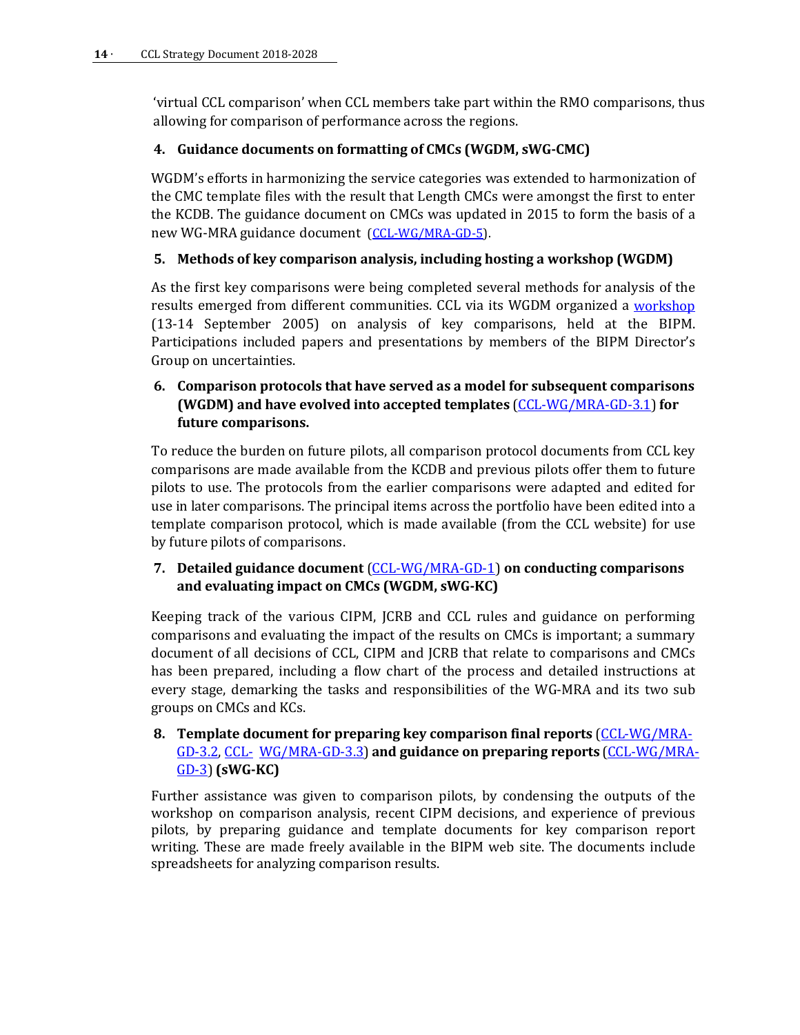'virtual CCL comparison' when CCL members take part within the RMO comparisons, thus allowing for comparison of performance across the regions.

**4. Guidance documents on formatting of CMCs (WGDM, sWG-CMC)**

WGDM's efforts in harmonizing the service categories was extended to harmonization of the CMC template files with the result that Length CMCs were amongst the first to enter the KCDB. The guidance document on CMCs was updated in 2015 to form the basis of a new WG-MRA guidance document (CCL-WG/MRA-GD-5).

**5. Methods of key comparison analysis, including hosting a workshop (WGDM)**

As the first key comparisons were being completed several methods for analysis of the results emerged from different communities. CCL via its WGDM organized a workshop (13-14 September 2005) on analysis of key comparisons, held at the BIPM. Participations included papers and presentations by members of the BIPM Director's Group on uncertainties.

**6. Comparison protocols that have served as a model for subsequent comparisons (WGDM) and have evolved into accepted templates** (CCL-WG/MRA-GD-3.1) **for future comparisons.**

To reduce the burden on future pilots, all comparison protocol documents from CCL key comparisons are made available from the KCDB and previous pilots offer them to future pilots to use. The protocols from the earlier comparisons were adapted and edited for use in later comparisons. The principal items across the portfolio have been edited into a template comparison protocol, which is made available (from the CCL website) for use by future pilots of comparisons.

**7. Detailed guidance document** (CCL-WG/MRA-GD-1) **on conducting comparisons and evaluating impact on CMCs (WGDM, sWG-KC)**

Keeping track of the various CIPM, JCRB and CCL rules and guidance on performing comparisons and evaluating the impact of the results on CMCs is important; a summary document of all decisions of CCL, CIPM and JCRB that relate to comparisons and CMCs has been prepared, including a flow chart of the process and detailed instructions at every stage, demarking the tasks and responsibilities of the WG-MRA and its two sub groups on CMCs and KCs.

**8. Template document for preparing key comparison final reports** (CCL-WG/MRA-GD-3.2, CCL- WG/MRA-GD-3.3) **and guidance on preparing reports** (CCL-WG/MRA-GD-3) **(sWG-KC)**

Further assistance was given to comparison pilots, by condensing the outputs of the workshop on comparison analysis, recent CIPM decisions, and experience of previous pilots, by preparing guidance and template documents for key comparison report writing. These are made freely available in the BIPM web site. The documents include spreadsheets for analyzing comparison results.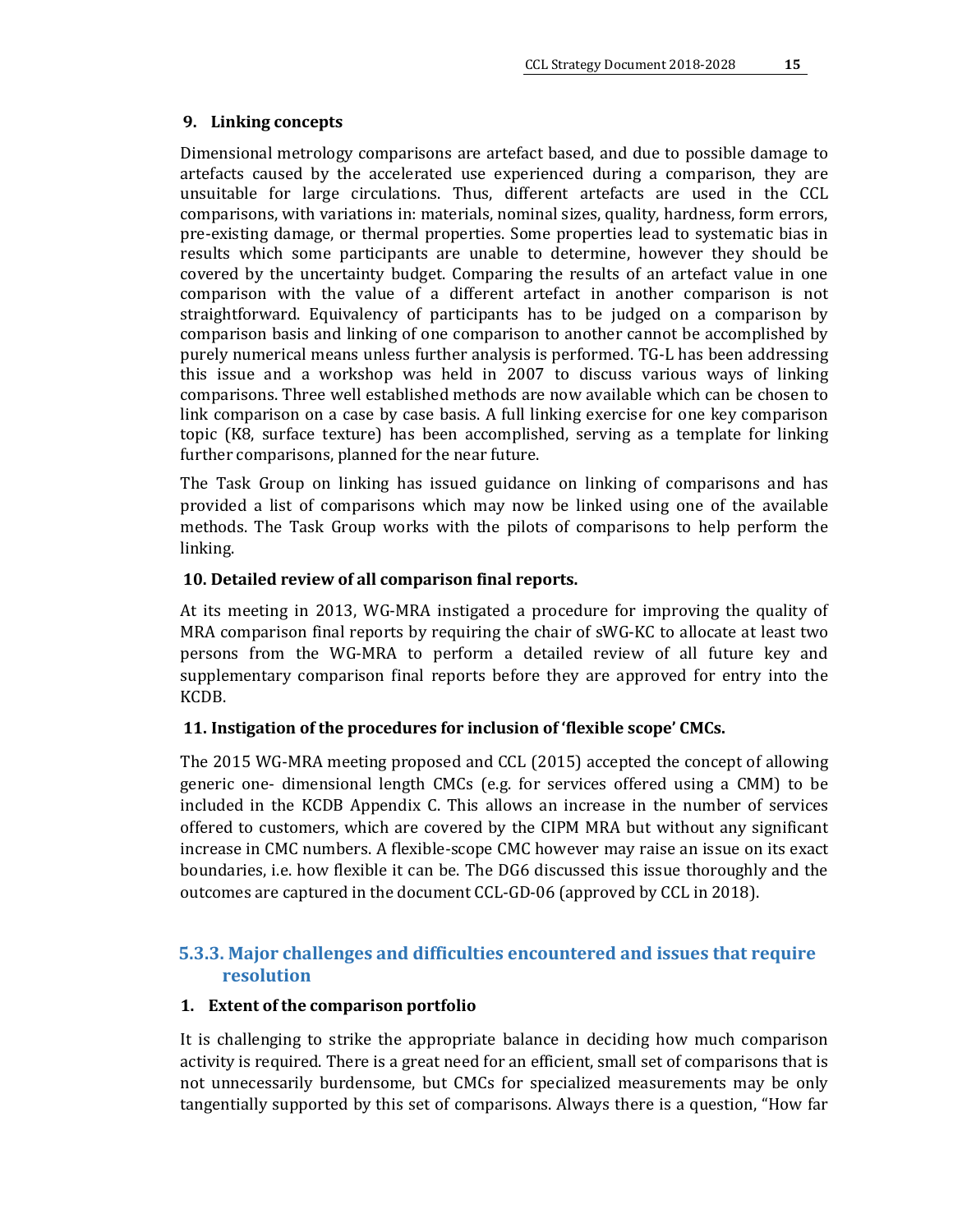**9. Linking concepts**

Dimensional metrology comparisons are artefact based, and due to possible damage to artefacts caused by the accelerated use experienced during a comparison, they are unsuitable for large circulations. Thus, different artefacts are used in the CCL comparisons, with variations in: materials, nominal sizes, quality, hardness, form errors, pre-existing damage, or thermal properties. Some properties lead to systematic bias in results which some participants are unable to determine, however they should be covered by the uncertainty budget. Comparing the results of an artefact value in one comparison with the value of a different artefact in another comparison is not straightforward. Equivalency of participants has to be judged on a comparison by comparison basis and linking of one comparison to another cannot be accomplished by purely numerical means unless further analysis is performed. TG-L has been addressing this issue and a workshop was held in 2007 to discuss various ways of linking comparisons. Three well established methods are now available which can be chosen to link comparison on a case by case basis. A full linking exercise for one key comparison topic (K8, surface texture) has been accomplished, serving as a template for linking further comparisons, planned for the near future.

The Task Group on linking has issued guidance on linking of comparisons and has provided a list of comparisons which may now be linked using one of the available methods. The Task Group works with the pilots of comparisons to help perform the linking.

**10. Detailed review of all comparison final reports.**

At its meeting in 2013, WG-MRA instigated a procedure for improving the quality of MRA comparison final reports by requiring the chair of sWG-KC to allocate at least two persons from the WG-MRA to perform a detailed review of all future key and supplementary comparison final reports before they are approved for entry into the KCDB.

**11. Instigation of the procedures for inclusion of 'flexible scope' CMCs.**

The 2015 WG-MRA meeting proposed and CCL (2015) accepted the concept of allowing generic one- dimensional length CMCs (e.g. for services offered using a CMM) to be included in the KCDB Appendix C. This allows an increase in the number of services offered to customers, which are covered by the CIPM MRA but without any significant increase in CMC numbers. A flexible-scope CMC however may raise an issue on its exact boundaries, i.e. how flexible it can be. The DG6 discussed this issue thoroughly and the outcomes are captured in the document CCL-GD-06 (approved by CCL in 2018).

### 5.3.3. Major challenges and difficulties encountered and issues that require resolution

**1. Extent of the comparison portfolio**

It is challenging to strike the appropriate balance in deciding how much comparison activity is required. There is a great need for an efficient, small set of comparisons that is not unnecessarily burdensome, but CMCs for specialized measurements may be only tangentially supported by this set of comparisons. Always there is a question, "How far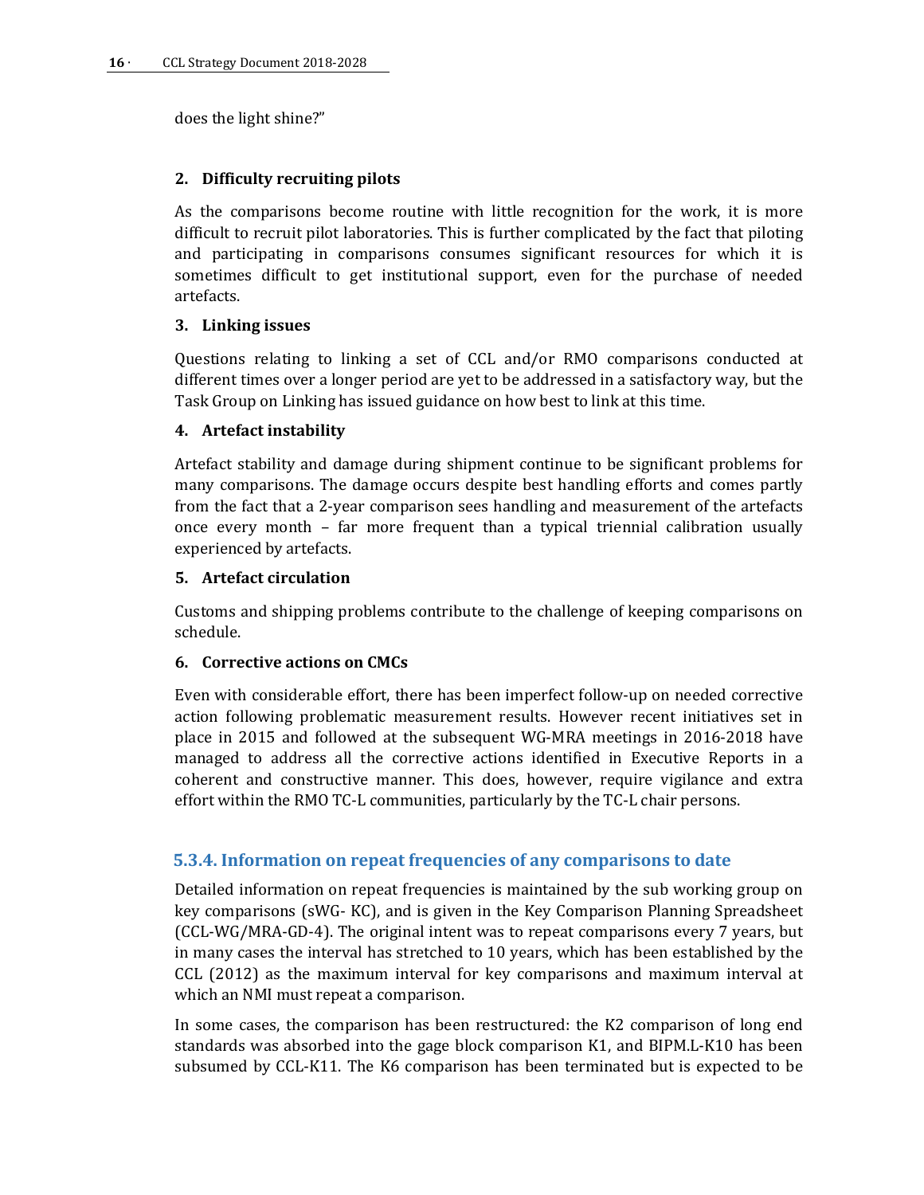does the light shine?"

**2. Difficulty recruiting pilots**

As the comparisons become routine with little recognition for the work, it is more difficult to recruit pilot laboratories. This is further complicated by the fact that piloting and participating in comparisons consumes significant resources for which it is sometimes difficult to get institutional support, even for the purchase of needed artefacts.

**3. Linking issues**

Questions relating to linking a set of CCL and/or RMO comparisons conducted at different times over a longer period are yet to be addressed in a satisfactory way, but the Task Group on Linking has issued guidance on how best to link at this time.

**4. Artefact instability**

Artefact stability and damage during shipment continue to be significant problems for many comparisons. The damage occurs despite best handling efforts and comes partly from the fact that a 2-year comparison sees handling and measurement of the artefacts once every month – far more frequent than a typical triennial calibration usually experienced by artefacts.

**5. Artefact circulation**

Customs and shipping problems contribute to the challenge of keeping comparisons on schedule.

**6. Corrective actions on CMCs**

Even with considerable effort, there has been imperfect follow-up on needed corrective action following problematic measurement results. However recent initiatives set in place in 2015 and followed at the subsequent WG-MRA meetings in 2016-2018 have managed to address all the corrective actions identified in Executive Reports in a coherent and constructive manner. This does, however, require vigilance and extra effort within the RMO TC-L communities, particularly by the TC-L chair persons.

### 5.3.4. Information on repeat frequencies of any comparisons to date

Detailed information on repeat frequencies is maintained by the sub working group on key comparisons (sWG- KC), and is given in the Key Comparison Planning Spreadsheet (CCL-WG/MRA-GD-4). The original intent was to repeat comparisons every 7 years, but in many cases the interval has stretched to 10 years, which has been established by the CCL (2012) as the maximum interval for key comparisons and maximum interval at which an NMI must repeat a comparison.

In some cases, the comparison has been restructured: the K2 comparison of long end standards was absorbed into the gage block comparison K1, and BIPM.L-K10 has been subsumed by CCL-K11. The K6 comparison has been terminated but is expected to be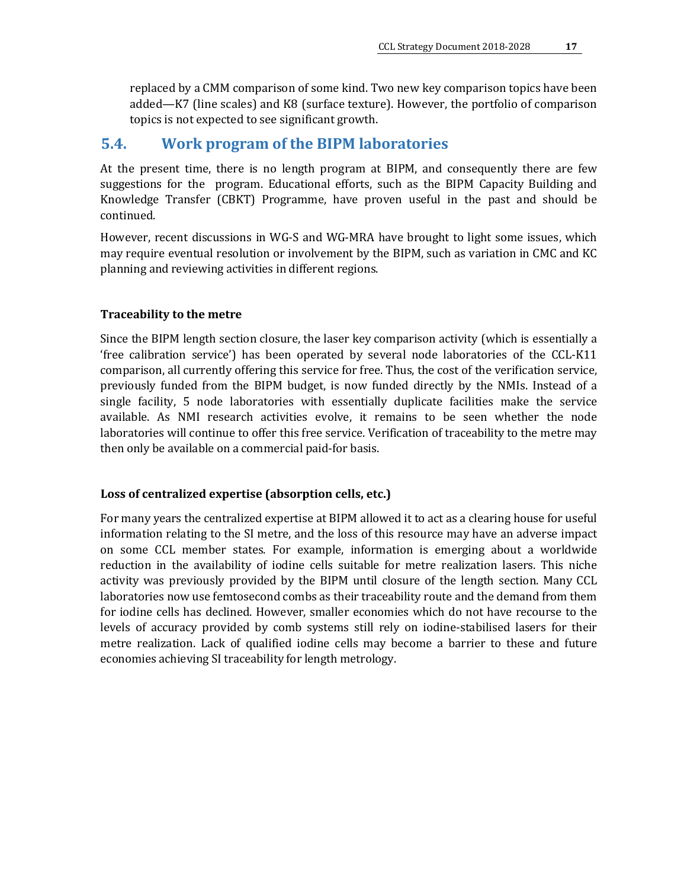replaced by a CMM comparison of some kind. Two new key comparison topics have been added—K7 (line scales) and K8 (surface texture). However, the portfolio of comparison topics is not expected to see significant growth.

## 5.4. Work program of the BIPM laboratories

At the present time, there is no length program at BIPM, and consequently there are few suggestions for the program. Educational efforts, such as the BIPM Capacity Building and Knowledge Transfer (CBKT) Programme, have proven useful in the past and should be continued.

However, recent discussions in WG-S and WG-MRA have brought to light some issues, which may require eventual resolution or involvement by the BIPM, such as variation in CMC and KC planning and reviewing activities in different regions.

**Traceability to the metre**

Since the BIPM length section closure, the laser key comparison activity (which is essentially a 'free calibration service') has been operated by several node laboratories of the CCL-K11 comparison, all currently offering this service for free. Thus, the cost of the verification service, previously funded from the BIPM budget, is now funded directly by the NMIs. Instead of a single facility, 5 node laboratories with essentially duplicate facilities make the service available. As NMI research activities evolve, it remains to be seen whether the node laboratories will continue to offer this free service. Verification of traceability to the metre may then only be available on a commercial paid-for basis.

**Loss of centralized expertise (absorption cells, etc.)**

For many years the centralized expertise at BIPM allowed it to act as a clearing house for useful information relating to the SI metre, and the loss of this resource may have an adverse impact on some CCL member states. For example, information is emerging about a worldwide reduction in the availability of iodine cells suitable for metre realization lasers. This niche activity was previously provided by the BIPM until closure of the length section. Many CCL laboratories now use femtosecond combs as their traceability route and the demand from them for iodine cells has declined. However, smaller economies which do not have recourse to the levels of accuracy provided by comb systems still rely on iodine-stabilised lasers for their metre realization. Lack of qualified iodine cells may become a barrier to these and future economies achieving SI traceability for length metrology.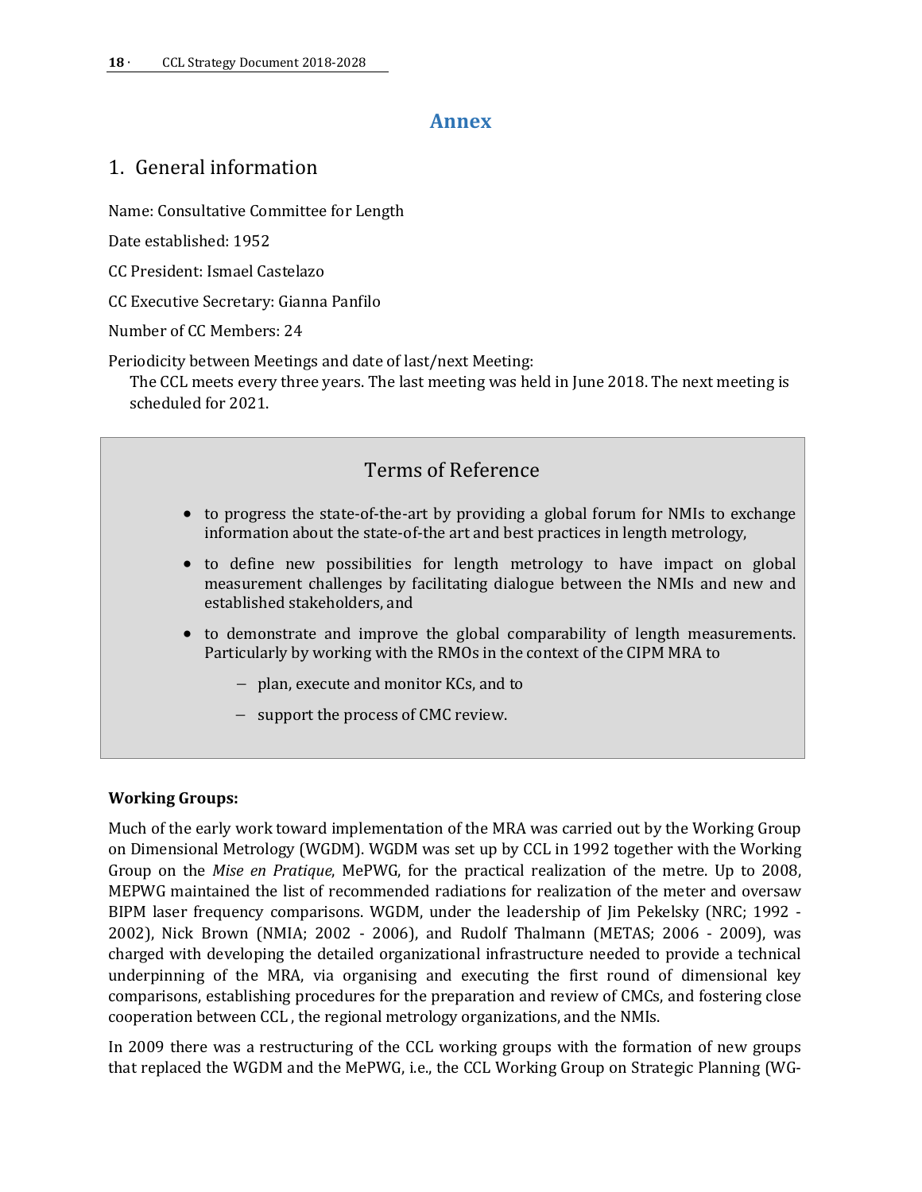# Annex

## 1. General information

Name: Consultative Committee for Length

Date established: 1952

CC President: Ismael Castelazo

CC Executive Secretary: Gianna Panfilo

Number of CC Members: 24

Periodicity between Meetings and date of last/next Meeting:

The CCL meets every three years. The last meeting was held in June 2018. The next meeting is scheduled for 2021.

### Terms of Reference

- to progress the state-of-the-art by providing a global forum for NMIs to exchange information about the state-of-the art and best practices in length metrology,
- to define new possibilities for length metrology to have impact on global measurement challenges by facilitating dialogue between the NMIs and new and established stakeholders, and
- to demonstrate and improve the global comparability of length measurements. Particularly by working with the RMOs in the context of the CIPM MRA to
  - plan, execute and monitor KCs, and to
  - support the process of CMC review.

**Working Groups:**

Much of the early work toward implementation of the MRA was carried out by the Working Group on Dimensional Metrology (WGDM). WGDM was set up by CCL in 1992 together with the Working Group on the *Mise en Pratique*, MePWG, for the practical realization of the metre. Up to 2008, MEPWG maintained the list of recommended radiations for realization of the meter and oversaw BIPM laser frequency comparisons. WGDM, under the leadership of Jim Pekelsky (NRC; 1992 - 2002), Nick Brown (NMIA; 2002 - 2006), and Rudolf Thalmann (METAS; 2006 - 2009), was charged with developing the detailed organizational infrastructure needed to provide a technical underpinning of the MRA, via organising and executing the first round of dimensional key comparisons, establishing procedures for the preparation and review of CMCs, and fostering close cooperation between CCL , the regional metrology organizations, and the NMIs.

In 2009 there was a restructuring of the CCL working groups with the formation of new groups that replaced the WGDM and the MePWG, i.e., the CCL Working Group on Strategic Planning (WG-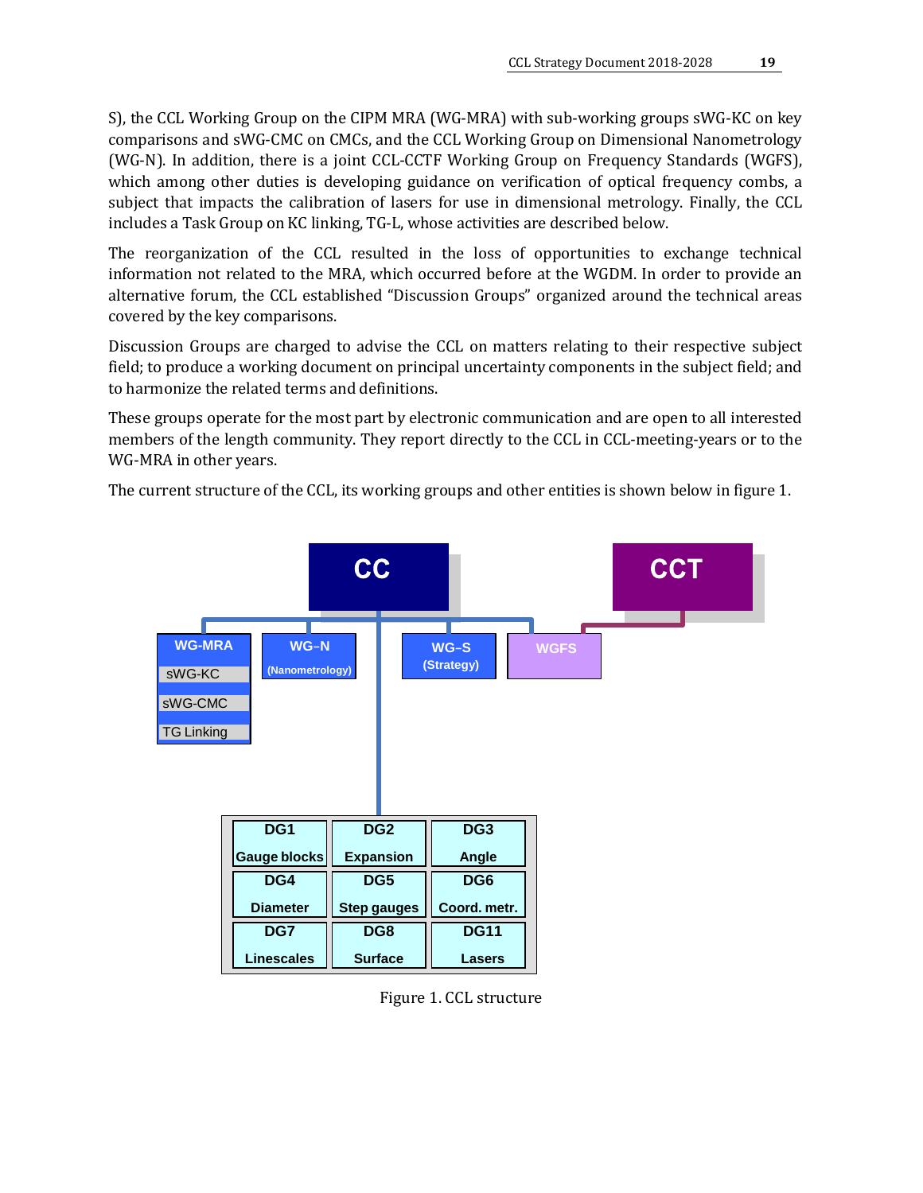S), the CCL Working Group on the CIPM MRA (WG-MRA) with sub-working groups sWG-KC on key comparisons and sWG-CMC on CMCs, and the CCL Working Group on Dimensional Nanometrology (WG-N). In addition, there is a joint CCL-CCTF Working Group on Frequency Standards (WGFS), which among other duties is developing guidance on verification of optical frequency combs, a subject that impacts the calibration of lasers for use in dimensional metrology. Finally, the CCL includes a Task Group on KC linking, TG-L, whose activities are described below.

The reorganization of the CCL resulted in the loss of opportunities to exchange technical information not related to the MRA, which occurred before at the WGDM. In order to provide an alternative forum, the CCL established "Discussion Groups" organized around the technical areas covered by the key comparisons.

Discussion Groups are charged to advise the CCL on matters relating to their respective subject field; to produce a working document on principal uncertainty components in the subject field; and to harmonize the related terms and definitions.

These groups operate for the most part by electronic communication and are open to all interested members of the length community. They report directly to the CCL in CCL-meeting-years or to the WG-MRA in other years.

The current structure of the CCL, its working groups and other entities is shown below in figure 1.

CC — CCT

- WG-MRA
  - sWG-KC
  - sWG-CMC
  - TG Linking
- WG–N (Nanometrology)
- WG–S (Strategy)
- WGFS

| DG1 Gauge blocks | DG2 Expansion | DG3 Angle |
|---|---|---|
| DG4 Diameter | DG5 Step gauges | DG6 Coord. metr. |
| DG7 Linescales | DG8 Surface | DG11 Lasers |

Figure 1. CCL structure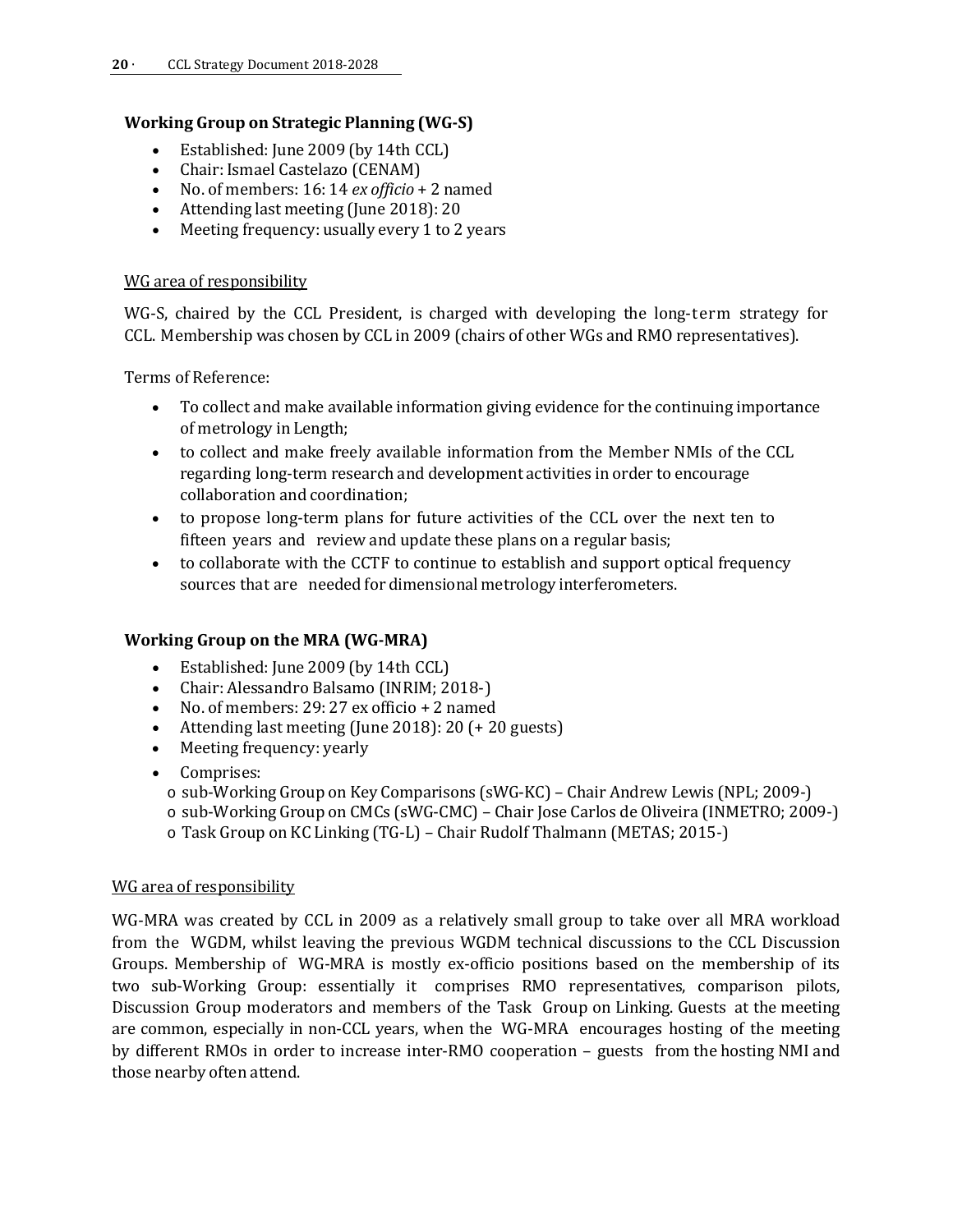### Working Group on Strategic Planning (WG-S)

- Established: June 2009 (by 14th CCL)
- Chair: Ismael Castelazo (CENAM)
- No. of members: 16: 14 *ex officio* + 2 named
- Attending last meeting (June 2018): 20
- Meeting frequency: usually every 1 to 2 years

WG area of responsibility

WG-S, chaired by the CCL President, is charged with developing the long-term strategy for CCL. Membership was chosen by CCL in 2009 (chairs of other WGs and RMO representatives).

Terms of Reference:

- To collect and make available information giving evidence for the continuing importance of metrology in Length;
- to collect and make freely available information from the Member NMIs of the CCL regarding long-term research and development activities in order to encourage collaboration and coordination;
- to propose long-term plans for future activities of the CCL over the next ten to fifteen years and review and update these plans on a regular basis;
- to collaborate with the CCTF to continue to establish and support optical frequency sources that are needed for dimensional metrology interferometers.

### Working Group on the MRA (WG-MRA)

- Established: June 2009 (by 14th CCL)
- Chair: Alessandro Balsamo (INRIM; 2018-)
- No. of members: 29: 27 ex officio + 2 named
- Attending last meeting (June 2018): 20 (+ 20 guests)
- Meeting frequency: yearly
- Comprises:
  - sub-Working Group on Key Comparisons (sWG-KC) – Chair Andrew Lewis (NPL; 2009-)
  - sub-Working Group on CMCs (sWG-CMC) – Chair Jose Carlos de Oliveira (INMETRO; 2009-)
  - Task Group on KC Linking (TG-L) – Chair Rudolf Thalmann (METAS; 2015-)

WG area of responsibility

WG-MRA was created by CCL in 2009 as a relatively small group to take over all MRA workload from the WGDM, whilst leaving the previous WGDM technical discussions to the CCL Discussion Groups. Membership of WG-MRA is mostly ex-officio positions based on the membership of its two sub-Working Group: essentially it comprises RMO representatives, comparison pilots, Discussion Group moderators and members of the Task Group on Linking. Guests at the meeting are common, especially in non-CCL years, when the WG-MRA encourages hosting of the meeting by different RMOs in order to increase inter-RMO cooperation – guests from the hosting NMI and those nearby often attend.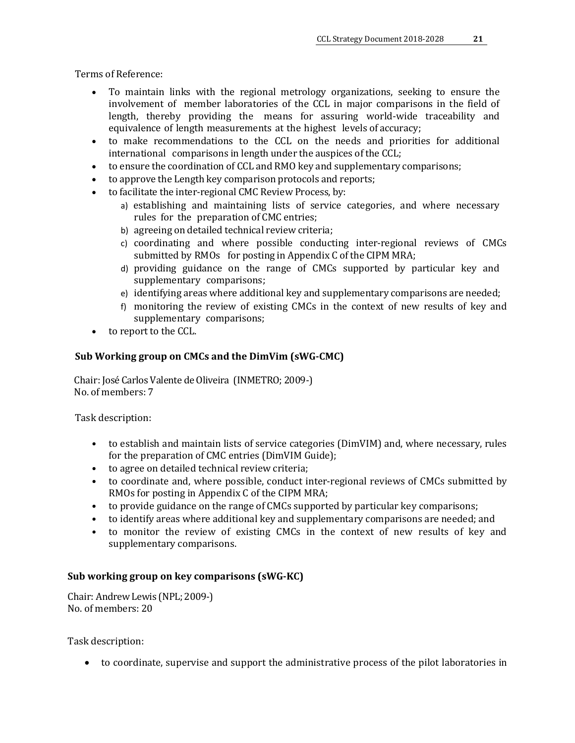Terms of Reference:

- To maintain links with the regional metrology organizations, seeking to ensure the involvement of member laboratories of the CCL in major comparisons in the field of length, thereby providing the means for assuring world-wide traceability and equivalence of length measurements at the highest levels of accuracy;
- to make recommendations to the CCL on the needs and priorities for additional international comparisons in length under the auspices of the CCL;
- to ensure the coordination of CCL and RMO key and supplementary comparisons;
- to approve the Length key comparison protocols and reports;
- to facilitate the inter-regional CMC Review Process, by:
    a) establishing and maintaining lists of service categories, and where necessary rules for the preparation of CMC entries;
    b) agreeing on detailed technical review criteria;
    c) coordinating and where possible conducting inter-regional reviews of CMCs submitted by RMOs for posting in Appendix C of the CIPM MRA;
    d) providing guidance on the range of CMCs supported by particular key and supplementary comparisons;
    e) identifying areas where additional key and supplementary comparisons are needed;
    f) monitoring the review of existing CMCs in the context of new results of key and supplementary comparisons;
- to report to the CCL.

### Sub Working group on CMCs and the DimVim (sWG-CMC)

Chair: José Carlos Valente de Oliveira (INMETRO; 2009-)
No. of members: 7

Task description:

- to establish and maintain lists of service categories (DimVIM) and, where necessary, rules for the preparation of CMC entries (DimVIM Guide);
- to agree on detailed technical review criteria;
- to coordinate and, where possible, conduct inter-regional reviews of CMCs submitted by RMOs for posting in Appendix C of the CIPM MRA;
- to provide guidance on the range of CMCs supported by particular key comparisons;
- to identify areas where additional key and supplementary comparisons are needed; and
- to monitor the review of existing CMCs in the context of new results of key and supplementary comparisons.

### Sub working group on key comparisons (sWG-KC)

Chair: Andrew Lewis (NPL; 2009-)
No. of members: 20

Task description:

- to coordinate, supervise and support the administrative process of the pilot laboratories in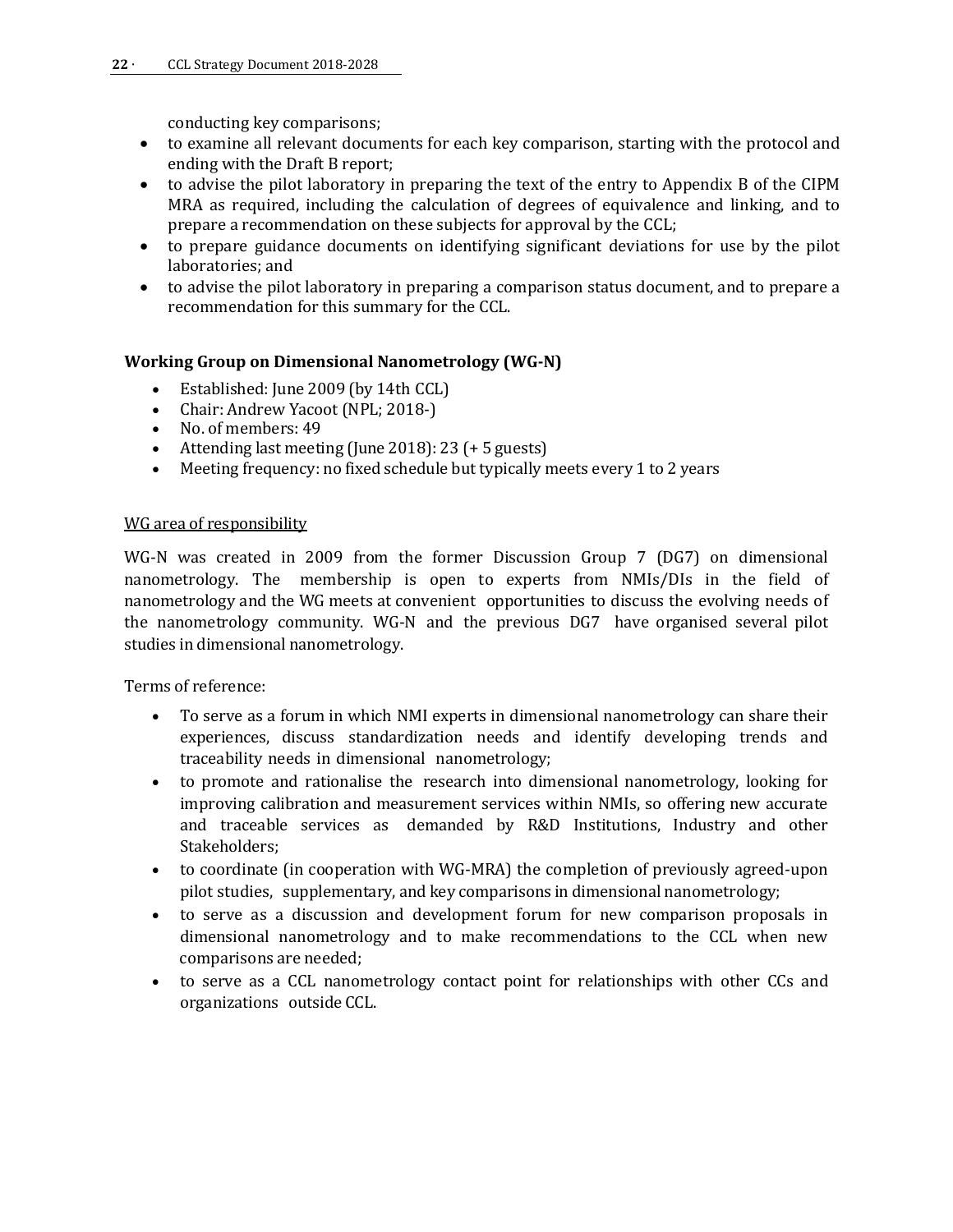conducting key comparisons;

- to examine all relevant documents for each key comparison, starting with the protocol and ending with the Draft B report;
- to advise the pilot laboratory in preparing the text of the entry to Appendix B of the CIPM MRA as required, including the calculation of degrees of equivalence and linking, and to prepare a recommendation on these subjects for approval by the CCL;
- to prepare guidance documents on identifying significant deviations for use by the pilot laboratories; and
- to advise the pilot laboratory in preparing a comparison status document, and to prepare a recommendation for this summary for the CCL.

**Working Group on Dimensional Nanometrology (WG-N)**

- Established: June 2009 (by 14th CCL)
- Chair: Andrew Yacoot (NPL; 2018-)
- No. of members: 49
- Attending last meeting (June 2018): 23 (+ 5 guests)
- Meeting frequency: no fixed schedule but typically meets every 1 to 2 years

WG area of responsibility

WG-N was created in 2009 from the former Discussion Group 7 (DG7) on dimensional nanometrology. The membership is open to experts from NMIs/DIs in the field of nanometrology and the WG meets at convenient opportunities to discuss the evolving needs of the nanometrology community. WG-N and the previous DG7 have organised several pilot studies in dimensional nanometrology.

Terms of reference:

- To serve as a forum in which NMI experts in dimensional nanometrology can share their experiences, discuss standardization needs and identify developing trends and traceability needs in dimensional nanometrology;
- to promote and rationalise the research into dimensional nanometrology, looking for improving calibration and measurement services within NMIs, so offering new accurate and traceable services as demanded by R&D Institutions, Industry and other Stakeholders;
- to coordinate (in cooperation with WG-MRA) the completion of previously agreed-upon pilot studies, supplementary, and key comparisons in dimensional nanometrology;
- to serve as a discussion and development forum for new comparison proposals in dimensional nanometrology and to make recommendations to the CCL when new comparisons are needed;
- to serve as a CCL nanometrology contact point for relationships with other CCs and organizations outside CCL.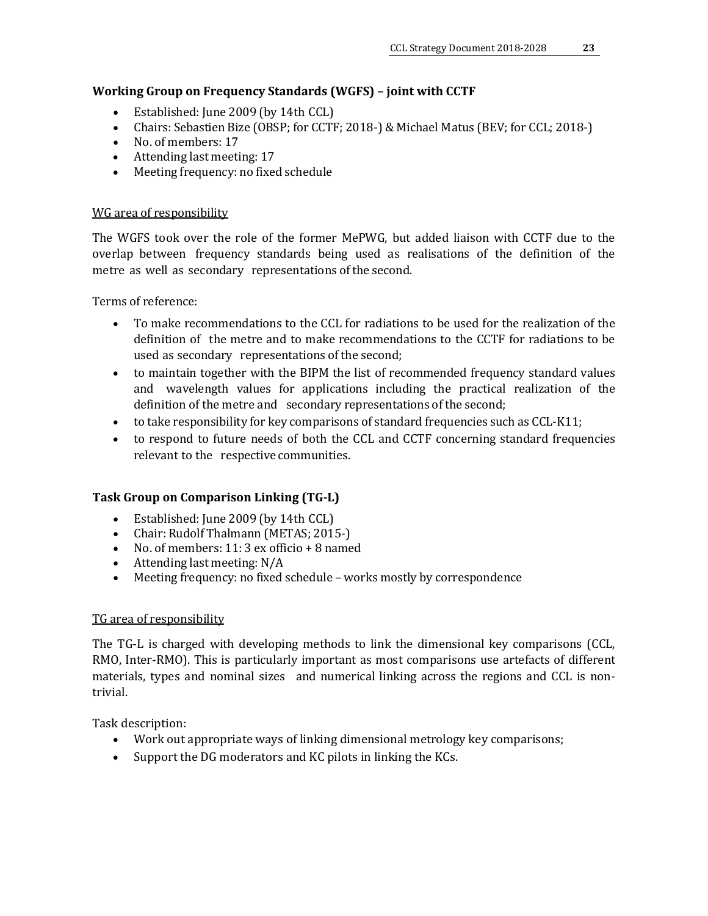### Working Group on Frequency Standards (WGFS) – joint with CCTF

- Established: June 2009 (by 14th CCL)
- Chairs: Sebastien Bize (OBSP; for CCTF; 2018-) & Michael Matus (BEV; for CCL; 2018-)
- No. of members: 17
- Attending last meeting: 17
- Meeting frequency: no fixed schedule

WG area of responsibility

The WGFS took over the role of the former MePWG, but added liaison with CCTF due to the overlap between frequency standards being used as realisations of the definition of the metre as well as secondary representations of the second.

Terms of reference:

- To make recommendations to the CCL for radiations to be used for the realization of the definition of the metre and to make recommendations to the CCTF for radiations to be used as secondary representations of the second;
- to maintain together with the BIPM the list of recommended frequency standard values and wavelength values for applications including the practical realization of the definition of the metre and secondary representations of the second;
- to take responsibility for key comparisons of standard frequencies such as CCL-K11;
- to respond to future needs of both the CCL and CCTF concerning standard frequencies relevant to the respective communities.

### Task Group on Comparison Linking (TG-L)

- Established: June 2009 (by 14th CCL)
- Chair: Rudolf Thalmann (METAS; 2015-)
- No. of members: 11: 3 ex officio + 8 named
- Attending last meeting: N/A
- Meeting frequency: no fixed schedule – works mostly by correspondence

TG area of responsibility

The TG-L is charged with developing methods to link the dimensional key comparisons (CCL, RMO, Inter-RMO). This is particularly important as most comparisons use artefacts of different materials, types and nominal sizes and numerical linking across the regions and CCL is non-trivial.

Task description:

- Work out appropriate ways of linking dimensional metrology key comparisons;
- Support the DG moderators and KC pilots in linking the KCs.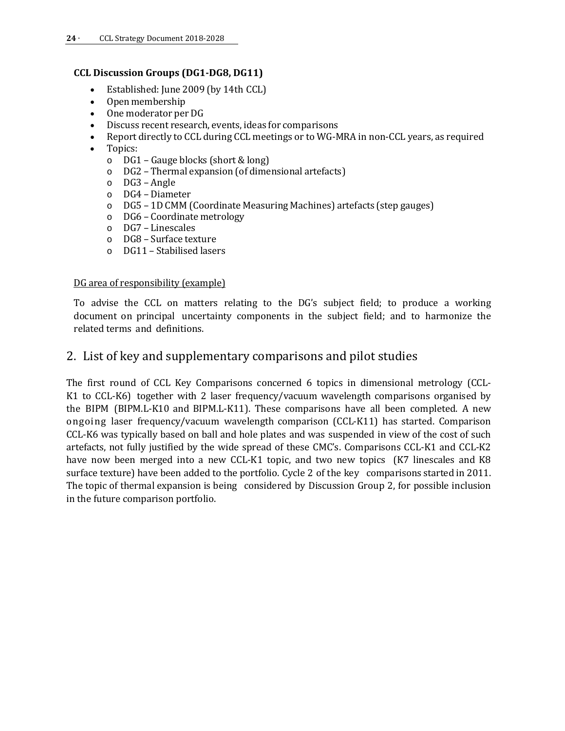**CCL Discussion Groups (DG1-DG8, DG11)**

- Established: June 2009 (by 14th CCL)
- Open membership
- One moderator per DG
- Discuss recent research, events, ideas for comparisons
- Report directly to CCL during CCL meetings or to WG-MRA in non-CCL years, as required
- Topics:
  - DG1 – Gauge blocks (short & long)
  - DG2 – Thermal expansion (of dimensional artefacts)
  - DG3 – Angle
  - DG4 – Diameter
  - DG5 – 1D CMM (Coordinate Measuring Machines) artefacts (step gauges)
  - DG6 – Coordinate metrology
  - DG7 – Linescales
  - DG8 – Surface texture
  - DG11 – Stabilised lasers

<u>DG area of responsibility (example)</u>

To advise the CCL on matters relating to the DG's subject field; to produce a working document on principal uncertainty components in the subject field; and to harmonize the related terms and definitions.

## 2. List of key and supplementary comparisons and pilot studies

The first round of CCL Key Comparisons concerned 6 topics in dimensional metrology (CCL-K1 to CCL-K6) together with 2 laser frequency/vacuum wavelength comparisons organised by the BIPM (BIPM.L-K10 and BIPM.L-K11). These comparisons have all been completed. A new ongoing laser frequency/vacuum wavelength comparison (CCL-K11) has started. Comparison CCL-K6 was typically based on ball and hole plates and was suspended in view of the cost of such artefacts, not fully justified by the wide spread of these CMC's. Comparisons CCL-K1 and CCL-K2 have now been merged into a new CCL-K1 topic, and two new topics (K7 linescales and K8 surface texture) have been added to the portfolio. Cycle 2 of the key comparisons started in 2011. The topic of thermal expansion is being considered by Discussion Group 2, for possible inclusion in the future comparison portfolio.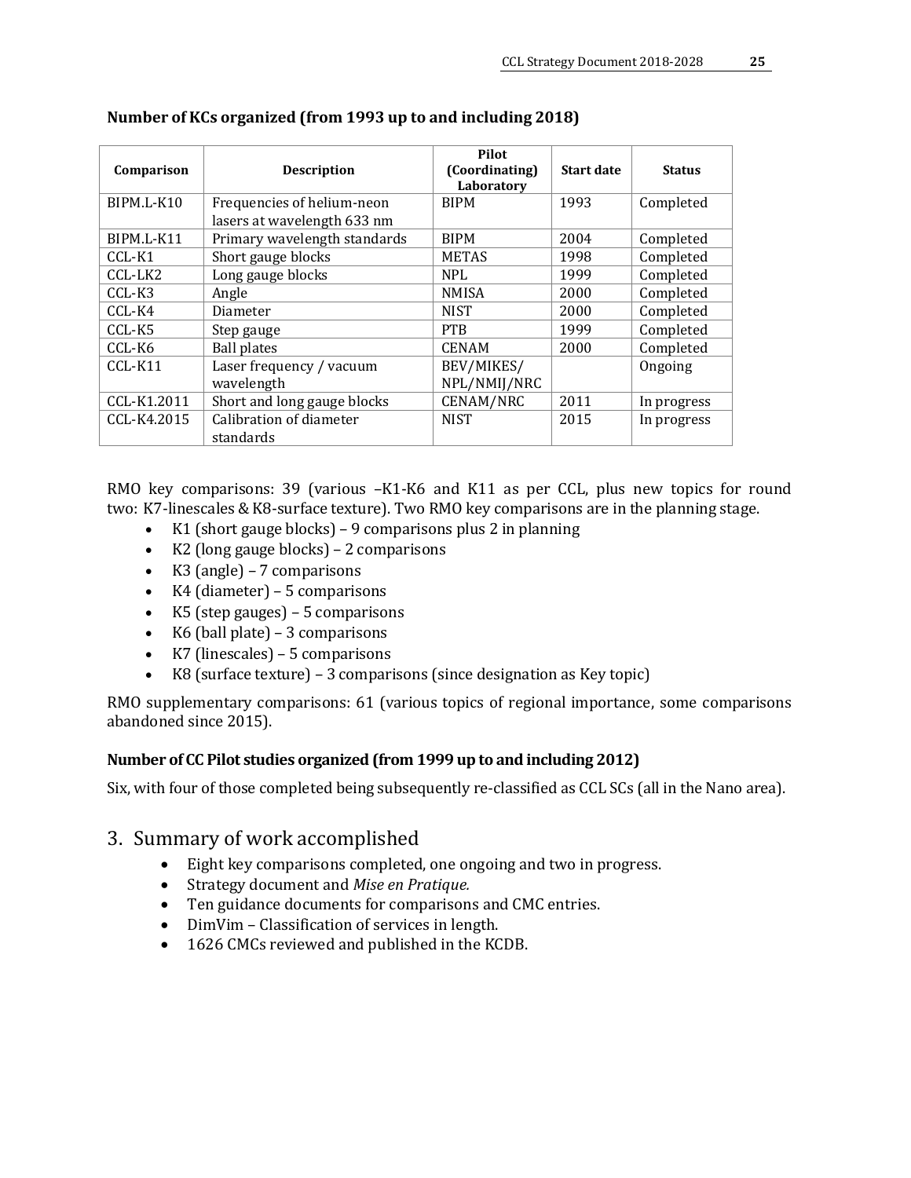**Number of KCs organized (from 1993 up to and including 2018)**

| Comparison | Description | Pilot (Coordinating) Laboratory | Start date | Status |
|---|---|---|---|---|
| BIPM.L-K10 | Frequencies of helium-neon lasers at wavelength 633 nm | BIPM | 1993 | Completed |
| BIPM.L-K11 | Primary wavelength standards | BIPM | 2004 | Completed |
| CCL-K1 | Short gauge blocks | METAS | 1998 | Completed |
| CCL-LK2 | Long gauge blocks | NPL | 1999 | Completed |
| CCL-K3 | Angle | NMISA | 2000 | Completed |
| CCL-K4 | Diameter | NIST | 2000 | Completed |
| CCL-K5 | Step gauge | PTB | 1999 | Completed |
| CCL-K6 | Ball plates | CENAM | 2000 | Completed |
| CCL-K11 | Laser frequency / vacuum wavelength | BEV/MIKES/ NPL/NMIJ/NRC | | Ongoing |
| CCL-K1.2011 | Short and long gauge blocks | CENAM/NRC | 2011 | In progress |
| CCL-K4.2015 | Calibration of diameter standards | NIST | 2015 | In progress |

RMO key comparisons: 39 (various –K1-K6 and K11 as per CCL, plus new topics for round two: K7-linescales & K8-surface texture). Two RMO key comparisons are in the planning stage.

- K1 (short gauge blocks) – 9 comparisons plus 2 in planning
- K2 (long gauge blocks) – 2 comparisons
- K3 (angle) – 7 comparisons
- K4 (diameter) – 5 comparisons
- K5 (step gauges) – 5 comparisons
- K6 (ball plate) – 3 comparisons
- K7 (linescales) – 5 comparisons
- K8 (surface texture) – 3 comparisons (since designation as Key topic)

RMO supplementary comparisons: 61 (various topics of regional importance, some comparisons abandoned since 2015).

**Number of CC Pilot studies organized (from 1999 up to and including 2012)**

Six, with four of those completed being subsequently re-classified as CCL SCs (all in the Nano area).

## 3. Summary of work accomplished

- Eight key comparisons completed, one ongoing and two in progress.
- Strategy document and *Mise en Pratique.*
- Ten guidance documents for comparisons and CMC entries.
- DimVim – Classification of services in length.
- 1626 CMCs reviewed and published in the KCDB.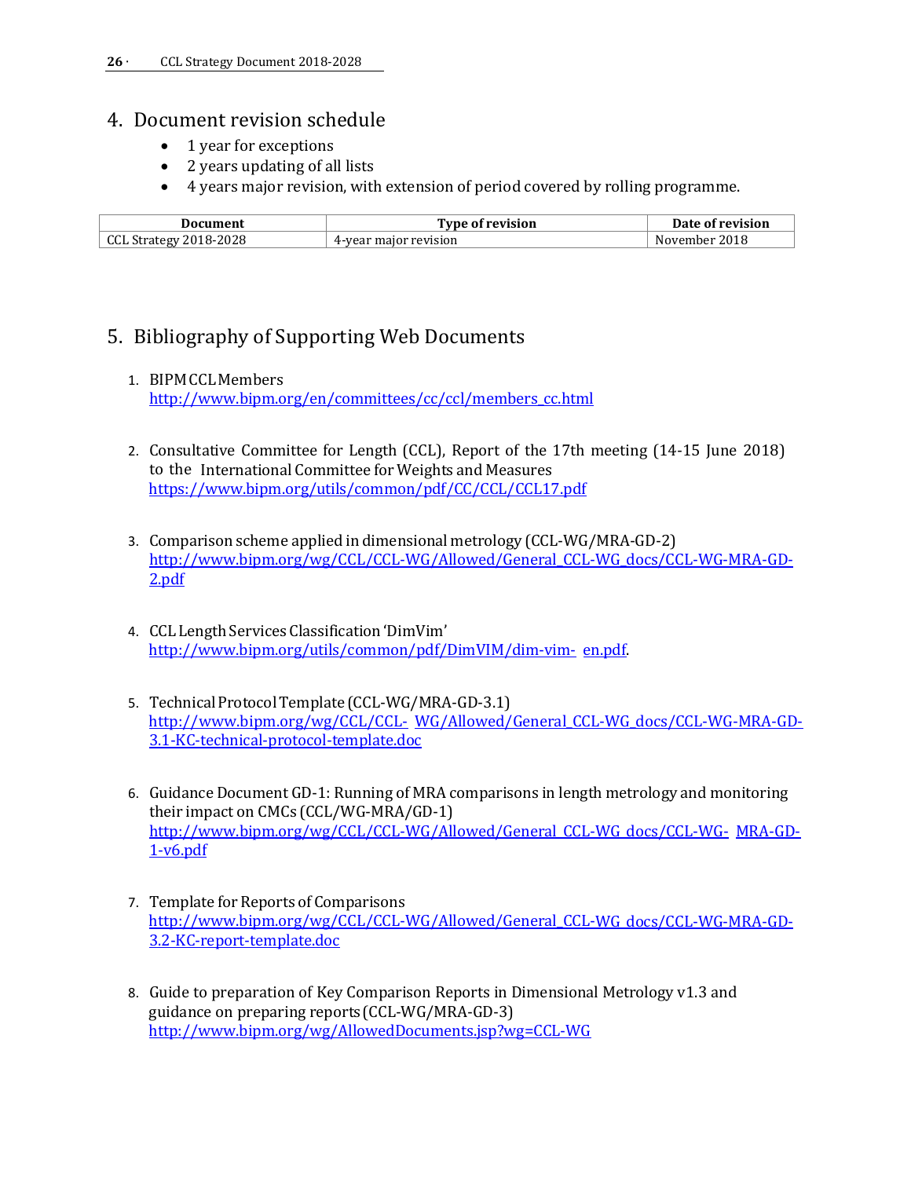## 4. Document revision schedule

- 1 year for exceptions
- 2 years updating of all lists
- 4 years major revision, with extension of period covered by rolling programme.

| Document | Type of revision | Date of revision |
|---|---|---|
| CCL Strategy 2018-2028 | 4-year major revision | November 2018 |

## 5. Bibliography of Supporting Web Documents

1. BIPM CCL Members
   http://www.bipm.org/en/committees/cc/ccl/members_cc.html

2. Consultative Committee for Length (CCL), Report of the 17th meeting (14-15 June 2018) to the International Committee for Weights and Measures
   https://www.bipm.org/utils/common/pdf/CC/CCL/CCL17.pdf

3. Comparison scheme applied in dimensional metrology (CCL-WG/MRA-GD-2)
   http://www.bipm.org/wg/CCL/CCL-WG/Allowed/General_CCL-WG_docs/CCL-WG-MRA-GD-2.pdf

4. CCL Length Services Classification 'DimVim'
   http://www.bipm.org/utils/common/pdf/DimVIM/dim-vim- en.pdf.

5. Technical Protocol Template (CCL-WG/MRA-GD-3.1)
   http://www.bipm.org/wg/CCL/CCL- WG/Allowed/General_CCL-WG_docs/CCL-WG-MRA-GD-3.1-KC-technical-protocol-template.doc

6. Guidance Document GD-1: Running of MRA comparisons in length metrology and monitoring their impact on CMCs (CCL/WG-MRA/GD-1)
   http://www.bipm.org/wg/CCL/CCL-WG/Allowed/General_CCL-WG_docs/CCL-WG- MRA-GD-1-v6.pdf

7. Template for Reports of Comparisons
   http://www.bipm.org/wg/CCL/CCL-WG/Allowed/General_CCL-WG_docs/CCL-WG-MRA-GD-3.2-KC-report-template.doc

8. Guide to preparation of Key Comparison Reports in Dimensional Metrology v1.3 and guidance on preparing reports (CCL-WG/MRA-GD-3)
   http://www.bipm.org/wg/AllowedDocuments.jsp?wg=CCL-WG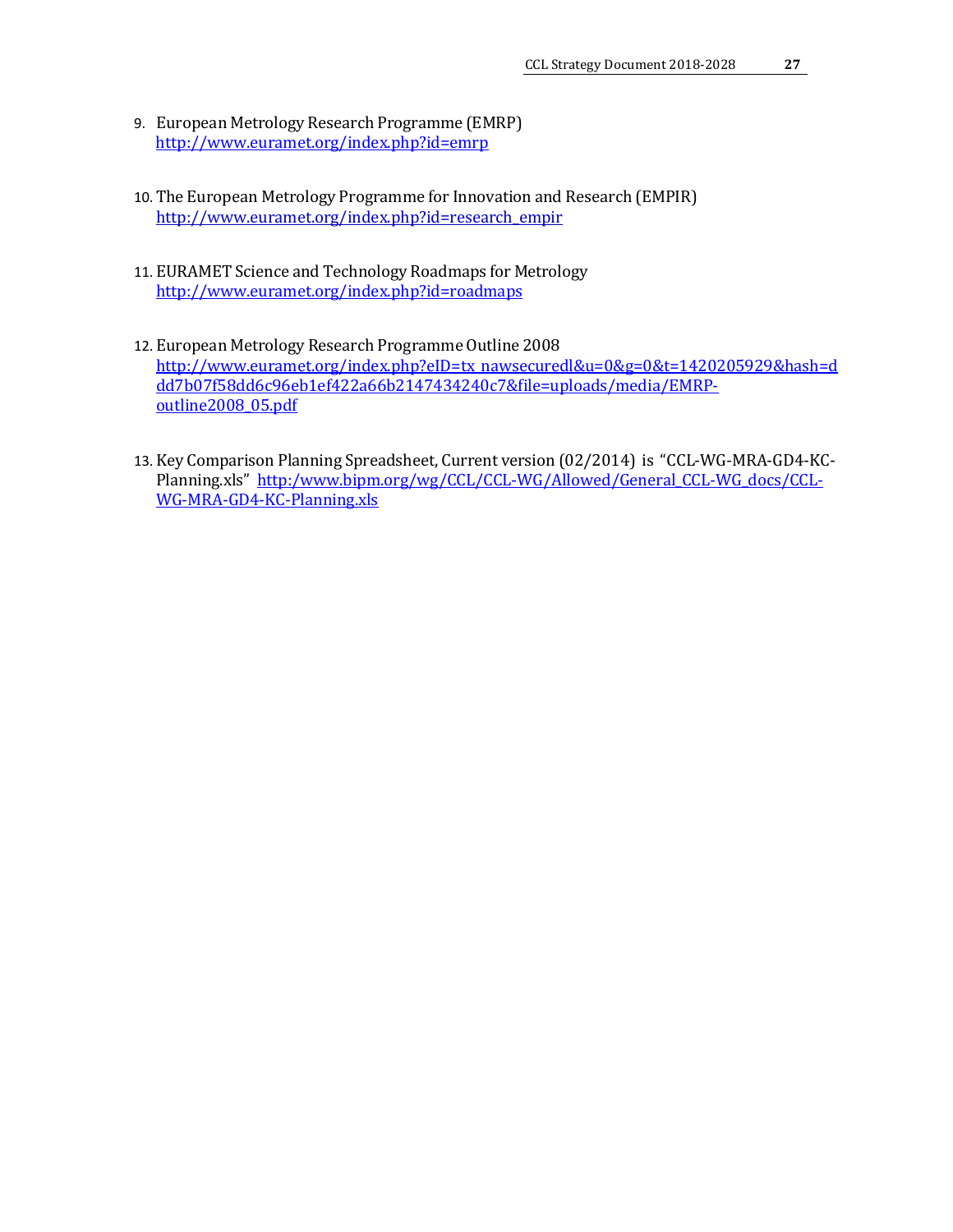9. European Metrology Research Programme (EMRP)
   http://www.euramet.org/index.php?id=emrp

10. The European Metrology Programme for Innovation and Research (EMPIR)
    http://www.euramet.org/index.php?id=research_empir

11. EURAMET Science and Technology Roadmaps for Metrology
    http://www.euramet.org/index.php?id=roadmaps

12. European Metrology Research Programme Outline 2008
    http://www.euramet.org/index.php?eID=tx_nawsecuredl&u=0&g=0&t=1420205929&hash=ddd7b07f58dd6c96eb1ef422a66b2147434240c7&file=uploads/media/EMRP-outline2008_05.pdf

13. Key Comparison Planning Spreadsheet, Current version (02/2014) is "CCL-WG-MRA-GD4-KC-Planning.xls" http:/www.bipm.org/wg/CCL/CCL-WG/Allowed/General_CCL-WG_docs/CCL-WG-MRA-GD4-KC-Planning.xls